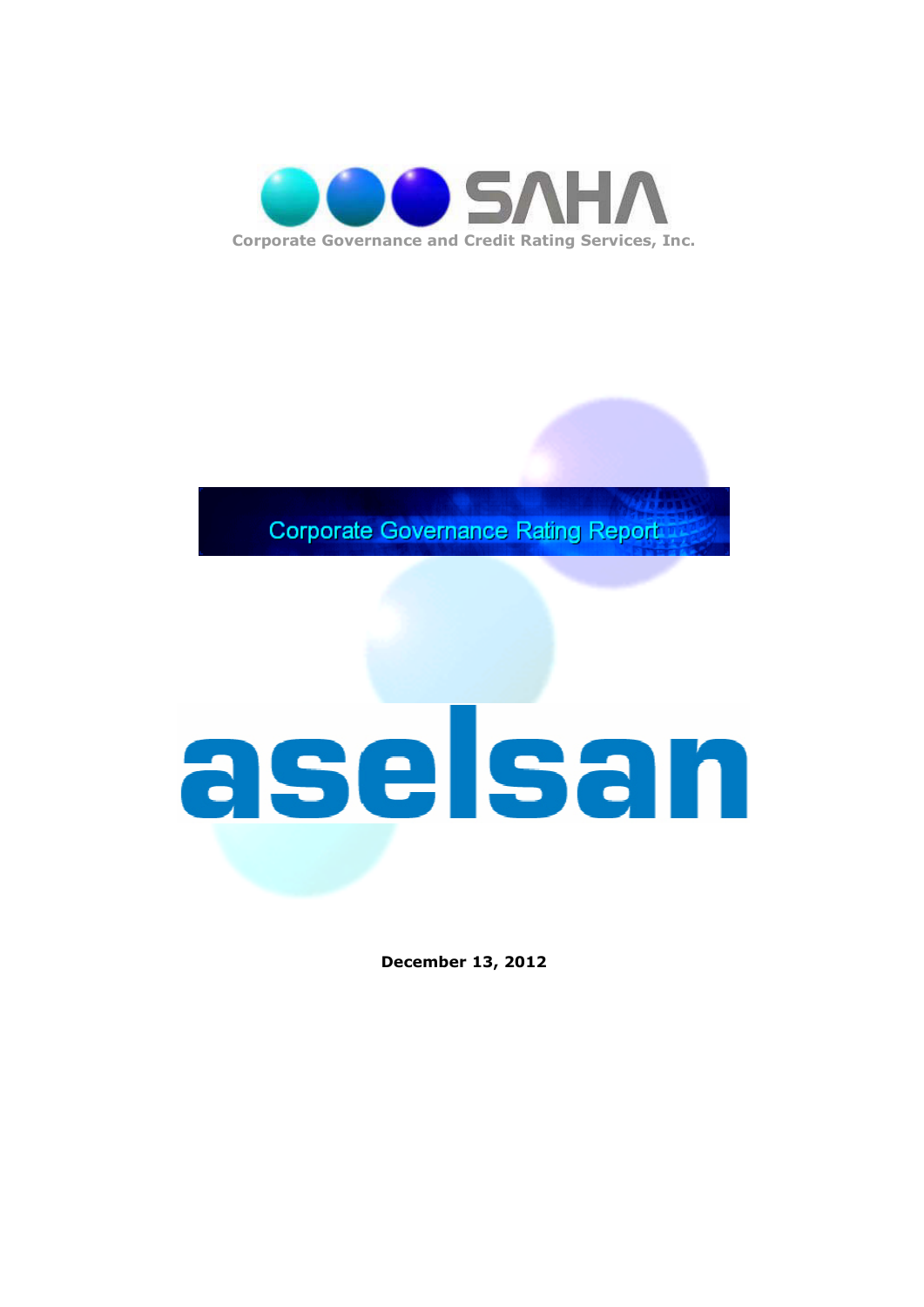SAHA

Corporate Governance and Credit Rating Services, Inc.

# Corporate Governance Rating Report

# aselsan

**December 13, 2012**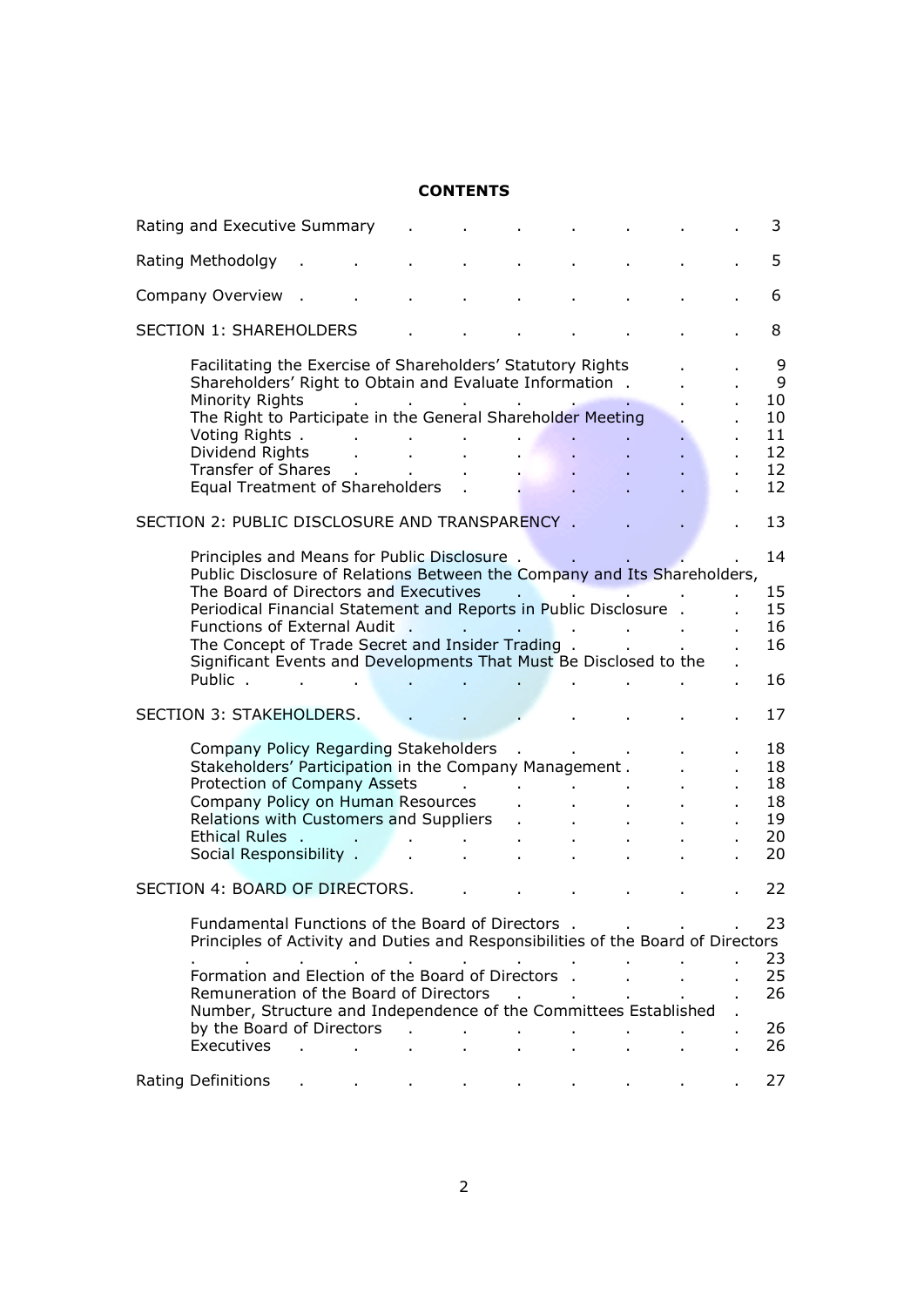**CONTENTS**

| | |
|---|---|
| Rating and Executive Summary | 3 |
| Rating Methodolgy | 5 |
| Company Overview | 6 |
| SECTION 1: SHAREHOLDERS | 8 |
| &nbsp;&nbsp;&nbsp;&nbsp;Facilitating the Exercise of Shareholders' Statutory Rights | 9 |
| &nbsp;&nbsp;&nbsp;&nbsp;Shareholders' Right to Obtain and Evaluate Information | 9 |
| &nbsp;&nbsp;&nbsp;&nbsp;Minority Rights | 10 |
| &nbsp;&nbsp;&nbsp;&nbsp;The Right to Participate in the General Shareholder Meeting | 10 |
| &nbsp;&nbsp;&nbsp;&nbsp;Voting Rights | 11 |
| &nbsp;&nbsp;&nbsp;&nbsp;Dividend Rights | 12 |
| &nbsp;&nbsp;&nbsp;&nbsp;Transfer of Shares | 12 |
| &nbsp;&nbsp;&nbsp;&nbsp;Equal Treatment of Shareholders | 12 |
| SECTION 2: PUBLIC DISCLOSURE AND TRANSPARENCY | 13 |
| &nbsp;&nbsp;&nbsp;&nbsp;Principles and Means for Public Disclosure | 14 |
| &nbsp;&nbsp;&nbsp;&nbsp;Public Disclosure of Relations Between the Company and Its Shareholders, The Board of Directors and Executives | 15 |
| &nbsp;&nbsp;&nbsp;&nbsp;Periodical Financial Statement and Reports in Public Disclosure | 15 |
| &nbsp;&nbsp;&nbsp;&nbsp;Functions of External Audit | 16 |
| &nbsp;&nbsp;&nbsp;&nbsp;The Concept of Trade Secret and Insider Trading | 16 |
| &nbsp;&nbsp;&nbsp;&nbsp;Significant Events and Developments That Must Be Disclosed to the Public | 16 |
| SECTION 3: STAKEHOLDERS | 17 |
| &nbsp;&nbsp;&nbsp;&nbsp;Company Policy Regarding Stakeholders | 18 |
| &nbsp;&nbsp;&nbsp;&nbsp;Stakeholders' Participation in the Company Management | 18 |
| &nbsp;&nbsp;&nbsp;&nbsp;Protection of Company Assets | 18 |
| &nbsp;&nbsp;&nbsp;&nbsp;Company Policy on Human Resources | 18 |
| &nbsp;&nbsp;&nbsp;&nbsp;Relations with Customers and Suppliers | 19 |
| &nbsp;&nbsp;&nbsp;&nbsp;Ethical Rules | 20 |
| &nbsp;&nbsp;&nbsp;&nbsp;Social Responsibility | 20 |
| SECTION 4: BOARD OF DIRECTORS | 22 |
| &nbsp;&nbsp;&nbsp;&nbsp;Fundamental Functions of the Board of Directors | 23 |
| &nbsp;&nbsp;&nbsp;&nbsp;Principles of Activity and Duties and Responsibilities of the Board of Directors | 23 |
| &nbsp;&nbsp;&nbsp;&nbsp;Formation and Election of the Board of Directors | 25 |
| &nbsp;&nbsp;&nbsp;&nbsp;Remuneration of the Board of Directors | 26 |
| &nbsp;&nbsp;&nbsp;&nbsp;Number, Structure and Independence of the Committees Established by the Board of Directors | 26 |
| &nbsp;&nbsp;&nbsp;&nbsp;Executives | 26 |
| Rating Definitions | 27 |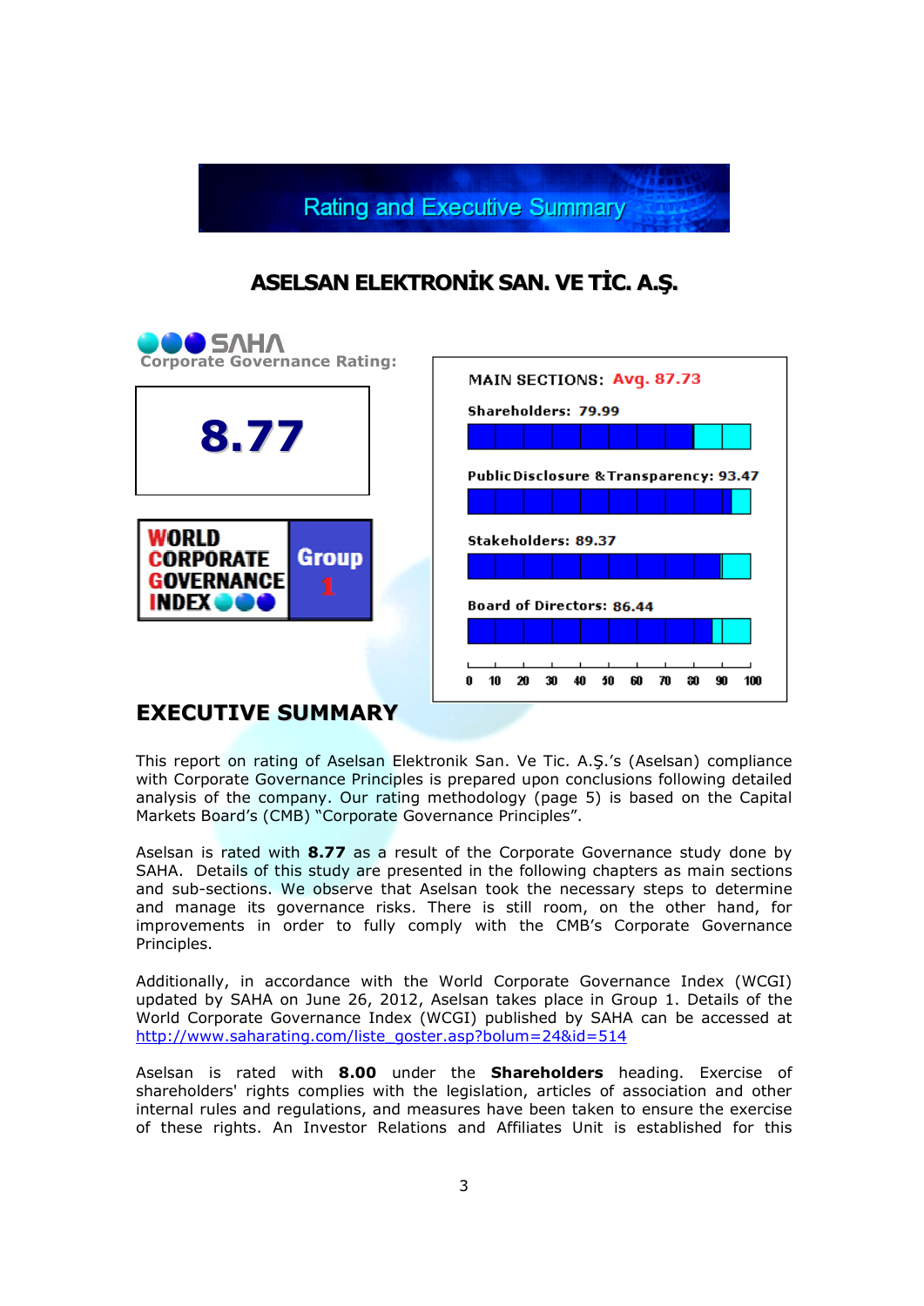# Rating and Executive Summary

## ASELSAN ELEKTRONİK SAN. VE TİC. A.Ş.

SAHA Corporate Governance Rating:

**8.77**

WORLD CORPORATE GOVERNANCE INDEX — Group 1

MAIN SECTIONS: Avg. 87.73

| Section | Score |
|---|---|
| Shareholders | 79.99 |
| Public Disclosure & Transparency | 93.47 |
| Stakeholders | 89.37 |
| Board of Directors | 86.44 |

## EXECUTIVE SUMMARY

This report on rating of Aselsan Elektronik San. Ve Tic. A.Ş.'s (Aselsan) compliance with Corporate Governance Principles is prepared upon conclusions following detailed analysis of the company. Our rating methodology (page 5) is based on the Capital Markets Board's (CMB) "Corporate Governance Principles".

Aselsan is rated with **8.77** as a result of the Corporate Governance study done by SAHA. Details of this study are presented in the following chapters as main sections and sub-sections. We observe that Aselsan took the necessary steps to determine and manage its governance risks. There is still room, on the other hand, for improvements in order to fully comply with the CMB's Corporate Governance Principles.

Additionally, in accordance with the World Corporate Governance Index (WCGI) updated by SAHA on June 26, 2012, Aselsan takes place in Group 1. Details of the World Corporate Governance Index (WCGI) published by SAHA can be accessed at http://www.saharating.com/liste_goster.asp?bolum=24&id=514

Aselsan is rated with **8.00** under the **Shareholders** heading. Exercise of shareholders' rights complies with the legislation, articles of association and other internal rules and regulations, and measures have been taken to ensure the exercise of these rights. An Investor Relations and Affiliates Unit is established for this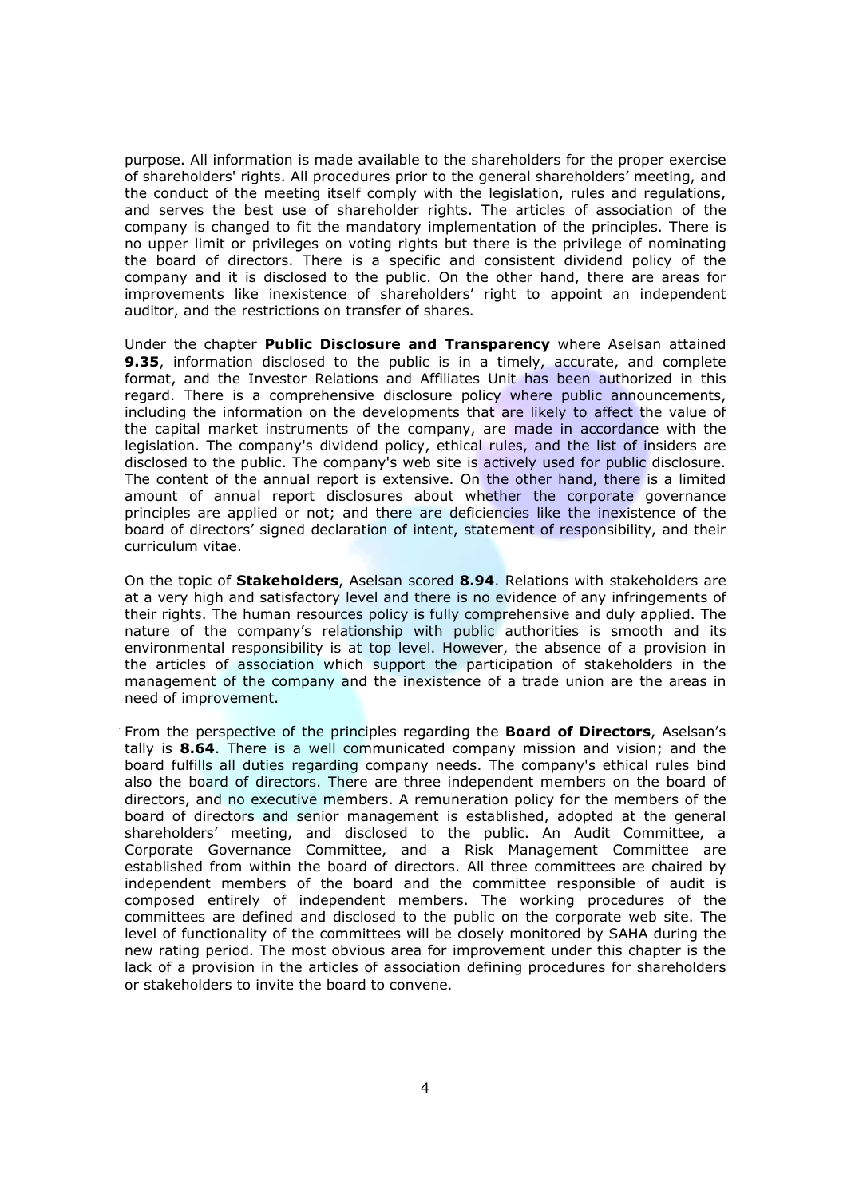purpose. All information is made available to the shareholders for the proper exercise of shareholders' rights. All procedures prior to the general shareholders' meeting, and the conduct of the meeting itself comply with the legislation, rules and regulations, and serves the best use of shareholder rights. The articles of association of the company is changed to fit the mandatory implementation of the principles. There is no upper limit or privileges on voting rights but there is the privilege of nominating the board of directors. There is a specific and consistent dividend policy of the company and it is disclosed to the public. On the other hand, there are areas for improvements like inexistence of shareholders' right to appoint an independent auditor, and the restrictions on transfer of shares.

Under the chapter **Public Disclosure and Transparency** where Aselsan attained **9.35**, information disclosed to the public is in a timely, accurate, and complete format, and the Investor Relations and Affiliates Unit has been authorized in this regard. There is a comprehensive disclosure policy where public announcements, including the information on the developments that are likely to affect the value of the capital market instruments of the company, are made in accordance with the legislation. The company's dividend policy, ethical rules, and the list of insiders are disclosed to the public. The company's web site is actively used for public disclosure. The content of the annual report is extensive. On the other hand, there is a limited amount of annual report disclosures about whether the corporate governance principles are applied or not; and there are deficiencies like the inexistence of the board of directors' signed declaration of intent, statement of responsibility, and their curriculum vitae.

On the topic of **Stakeholders**, Aselsan scored **8.94**. Relations with stakeholders are at a very high and satisfactory level and there is no evidence of any infringements of their rights. The human resources policy is fully comprehensive and duly applied. The nature of the company's relationship with public authorities is smooth and its environmental responsibility is at top level. However, the absence of a provision in the articles of association which support the participation of stakeholders in the management of the company and the inexistence of a trade union are the areas in need of improvement.

From the perspective of the principles regarding the **Board of Directors**, Aselsan's tally is **8.64**. There is a well communicated company mission and vision; and the board fulfills all duties regarding company needs. The company's ethical rules bind also the board of directors. There are three independent members on the board of directors, and no executive members. A remuneration policy for the members of the board of directors and senior management is established, adopted at the general shareholders' meeting, and disclosed to the public. An Audit Committee, a Corporate Governance Committee, and a Risk Management Committee are established from within the board of directors. All three committees are chaired by independent members of the board and the committee responsible of audit is composed entirely of independent members. The working procedures of the committees are defined and disclosed to the public on the corporate web site. The level of functionality of the committees will be closely monitored by SAHA during the new rating period. The most obvious area for improvement under this chapter is the lack of a provision in the articles of association defining procedures for shareholders or stakeholders to invite the board to convene.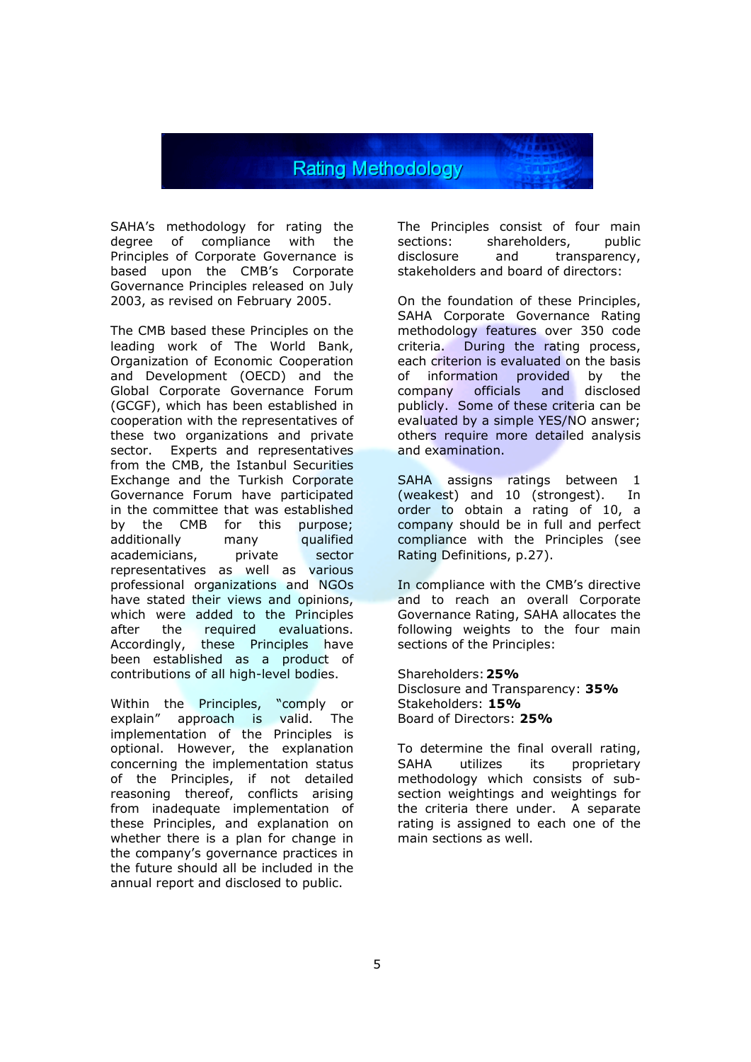# Rating Methodology

SAHA's methodology for rating the degree of compliance with the Principles of Corporate Governance is based upon the CMB's Corporate Governance Principles released on July 2003, as revised on February 2005.

The CMB based these Principles on the leading work of The World Bank, Organization of Economic Cooperation and Development (OECD) and the Global Corporate Governance Forum (GCGF), which has been established in cooperation with the representatives of these two organizations and private sector. Experts and representatives from the CMB, the Istanbul Securities Exchange and the Turkish Corporate Governance Forum have participated in the committee that was established by the CMB for this purpose; additionally many qualified academicians, private sector representatives as well as various professional organizations and NGOs have stated their views and opinions, which were added to the Principles after the required evaluations. Accordingly, these Principles have been established as a product of contributions of all high-level bodies.

Within the Principles, "comply or explain" approach is valid. The implementation of the Principles is optional. However, the explanation concerning the implementation status of the Principles, if not detailed reasoning thereof, conflicts arising from inadequate implementation of these Principles, and explanation on whether there is a plan for change in the company's governance practices in the future should all be included in the annual report and disclosed to public.

The Principles consist of four main sections: shareholders, public disclosure and transparency, stakeholders and board of directors:

On the foundation of these Principles, SAHA Corporate Governance Rating methodology features over 350 code criteria. During the rating process, each criterion is evaluated on the basis of information provided by the company officials and disclosed publicly. Some of these criteria can be evaluated by a simple YES/NO answer; others require more detailed analysis and examination.

SAHA assigns ratings between 1 (weakest) and 10 (strongest). In order to obtain a rating of 10, a company should be in full and perfect compliance with the Principles (see Rating Definitions, p.27).

In compliance with the CMB's directive and to reach an overall Corporate Governance Rating, SAHA allocates the following weights to the four main sections of the Principles:

Shareholders: **25%**
Disclosure and Transparency: **35%**
Stakeholders: **15%**
Board of Directors: **25%**

To determine the final overall rating, SAHA utilizes its proprietary methodology which consists of sub-section weightings and weightings for the criteria there under. A separate rating is assigned to each one of the main sections as well.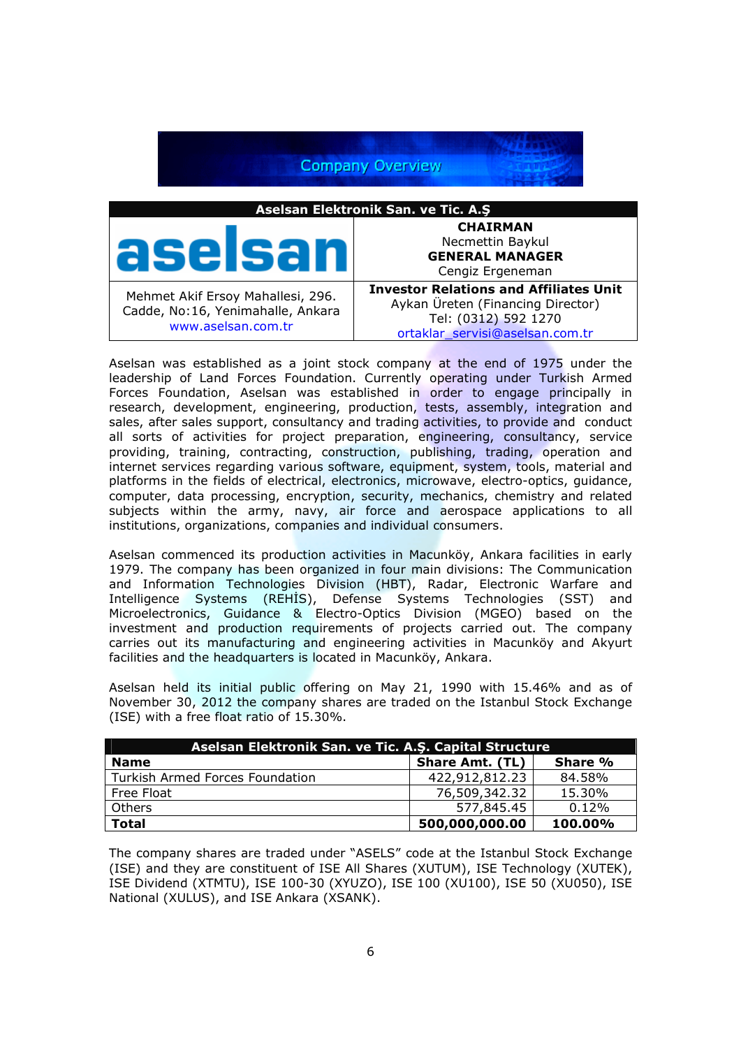# Company Overview

| Aselsan Elektronik San. ve Tic. A.Ş | |
|---|---|
| aselsan | **CHAIRMAN**<br>Necmettin Baykul<br>**GENERAL MANAGER**<br>Cengiz Ergeneman |
| Mehmet Akif Ersoy Mahallesi, 296. Cadde, No:16, Yenimahalle, Ankara<br>www.aselsan.com.tr | **Investor Relations and Affiliates Unit**<br>Aykan Üreten (Financing Director)<br>Tel: (0312) 592 1270<br>ortaklar_servisi@aselsan.com.tr |

Aselsan was established as a joint stock company at the end of 1975 under the leadership of Land Forces Foundation. Currently operating under Turkish Armed Forces Foundation. Aselsan was established in order to engage principally in research, development, engineering, production, tests, assembly, integration and sales, after sales support, consultancy and trading activities, to provide and conduct all sorts of activities for project preparation, engineering, consultancy, service providing, training, contracting, construction, publishing, trading, operation and internet services regarding various software, equipment, system, tools, material and platforms in the fields of electrical, electronics, microwave, electro-optics, guidance, computer, data processing, encryption, security, mechanics, chemistry and related subjects within the army, navy, air force and aerospace applications to all institutions, organizations, companies and individual consumers.

Aselsan commenced its production activities in Macunköy, Ankara facilities in early 1979. The company has been organized in four main divisions: The Communication and Information Technologies Division (HBT), Radar, Electronic Warfare and Intelligence Systems (REHİS), Defense Systems Technologies (SST) and Microelectronics, Guidance & Electro-Optics Division (MGEO) based on the investment and production requirements of projects carried out. The company carries out its manufacturing and engineering activities in Macunköy and Akyurt facilities and the headquarters is located in Macunköy, Ankara.

Aselsan held its initial public offering on May 21, 1990 with 15.46% and as of November 30, 2012 the company shares are traded on the Istanbul Stock Exchange (ISE) with a free float ratio of 15.30%.

**Aselsan Elektronik San. ve Tic. A.Ş. Capital Structure**

| Name | Share Amt. (TL) | Share % |
|---|---|---|
| Turkish Armed Forces Foundation | 422,912,812.23 | 84.58% |
| Free Float | 76,509,342.32 | 15.30% |
| Others | 577,845.45 | 0.12% |
| **Total** | **500,000,000.00** | **100.00%** |

The company shares are traded under "ASELS" code at the Istanbul Stock Exchange (ISE) and they are constituent of ISE All Shares (XUTUM), ISE Technology (XUTEK), ISE Dividend (XTMTU), ISE 100-30 (XYUZO), ISE 100 (XU100), ISE 50 (XU050), ISE National (XULUS), and ISE Ankara (XSANK).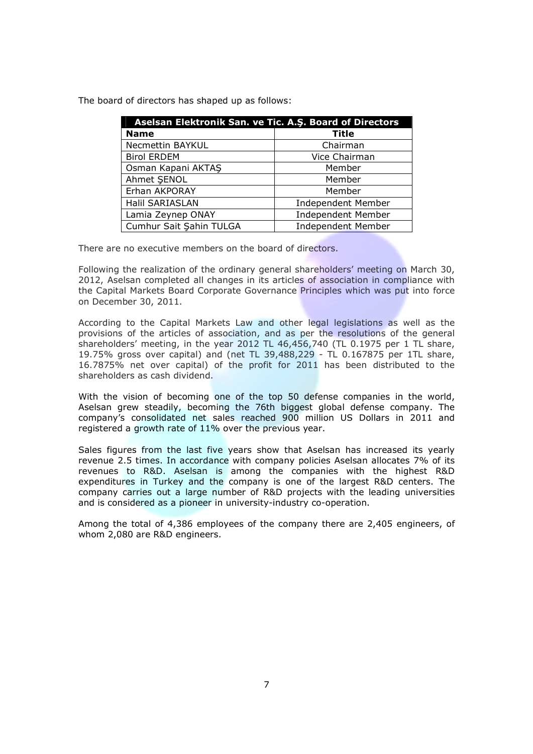The board of directors has shaped up as follows:

| Aselsan Elektronik San. ve Tic. A.Ş. Board of Directors | |
|---|---|
| **Name** | **Title** |
| Necmettin BAYKUL | Chairman |
| Birol ERDEM | Vice Chairman |
| Osman Kapani AKTAŞ | Member |
| Ahmet ŞENOL | Member |
| Erhan AKPORAY | Member |
| Halil SARIASLAN | Independent Member |
| Lamia Zeynep ONAY | Independent Member |
| Cumhur Sait Şahin TULGA | Independent Member |

There are no executive members on the board of directors.

Following the realization of the ordinary general shareholders' meeting on March 30, 2012, Aselsan completed all changes in its articles of association in compliance with the Capital Markets Board Corporate Governance Principles which was put into force on December 30, 2011.

According to the Capital Markets Law and other legal legislations as well as the provisions of the articles of association, and as per the resolutions of the general shareholders' meeting, in the year 2012 TL 46,456,740 (TL 0.1975 per 1 TL share, 19.75% gross over capital) and (net TL 39,488,229 - TL 0.167875 per 1TL share, 16.7875% net over capital) of the profit for 2011 has been distributed to the shareholders as cash dividend.

With the vision of becoming one of the top 50 defense companies in the world, Aselsan grew steadily, becoming the 76th biggest global defense company. The company's consolidated net sales reached 900 million US Dollars in 2011 and registered a growth rate of 11% over the previous year.

Sales figures from the last five years show that Aselsan has increased its yearly revenue 2.5 times. In accordance with company policies Aselsan allocates 7% of its revenues to R&D. Aselsan is among the companies with the highest R&D expenditures in Turkey and the company is one of the largest R&D centers. The company carries out a large number of R&D projects with the leading universities and is considered as a pioneer in university-industry co-operation.

Among the total of 4,386 employees of the company there are 2,405 engineers, of whom 2,080 are R&D engineers.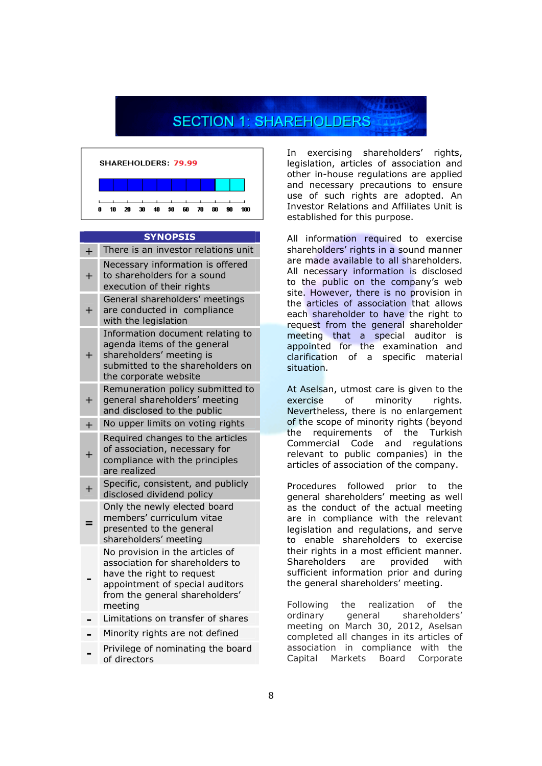# SECTION 1: SHAREHOLDERS

**SHAREHOLDERS: 79.99**

0 10 20 30 40 50 60 70 80 90 100

| | SYNOPSIS |
|---|---|
| + | There is an investor relations unit |
| + | Necessary information is offered to shareholders for a sound execution of their rights |
| + | General shareholders' meetings are conducted in compliance with the legislation |
| + | Information document relating to agenda items of the general shareholders' meeting is submitted to the shareholders on the corporate website |
| + | Remuneration policy submitted to general shareholders' meeting and disclosed to the public |
| + | No upper limits on voting rights |
| + | Required changes to the articles of association, necessary for compliance with the principles are realized |
| + | Specific, consistent, and publicly disclosed dividend policy |
| = | Only the newly elected board members' curriculum vitae presented to the general shareholders' meeting |
| - | No provision in the articles of association for shareholders to have the right to request appointment of special auditors from the general shareholders' meeting |
| - | Limitations on transfer of shares |
| - | Minority rights are not defined |
| - | Privilege of nominating the board of directors |

In exercising shareholders' rights, legislation, articles of association and other in-house regulations are applied and necessary precautions to ensure use of such rights are adopted. An Investor Relations and Affiliates Unit is established for this purpose.

All information required to exercise shareholders' rights in a sound manner are made available to all shareholders. All necessary information is disclosed to the public on the company's web site. However, there is no provision in the articles of association that allows each shareholder to have the right to request from the general shareholder meeting that a special auditor is appointed for the examination and clarification of a specific material situation.

At Aselsan, utmost care is given to the exercise of minority rights. Nevertheless, there is no enlargement of the scope of minority rights (beyond the requirements of the Turkish Commercial Code and regulations relevant to public companies) in the articles of association of the company.

Procedures followed prior to the general shareholders' meeting as well as the conduct of the actual meeting are in compliance with the relevant legislation and regulations, and serve to enable shareholders to exercise their rights in a most efficient manner. Shareholders are provided with sufficient information prior and during the general shareholders' meeting.

Following the realization of the ordinary general shareholders' meeting on March 30, 2012, Aselsan completed all changes in its articles of association in compliance with the Capital Markets Board Corporate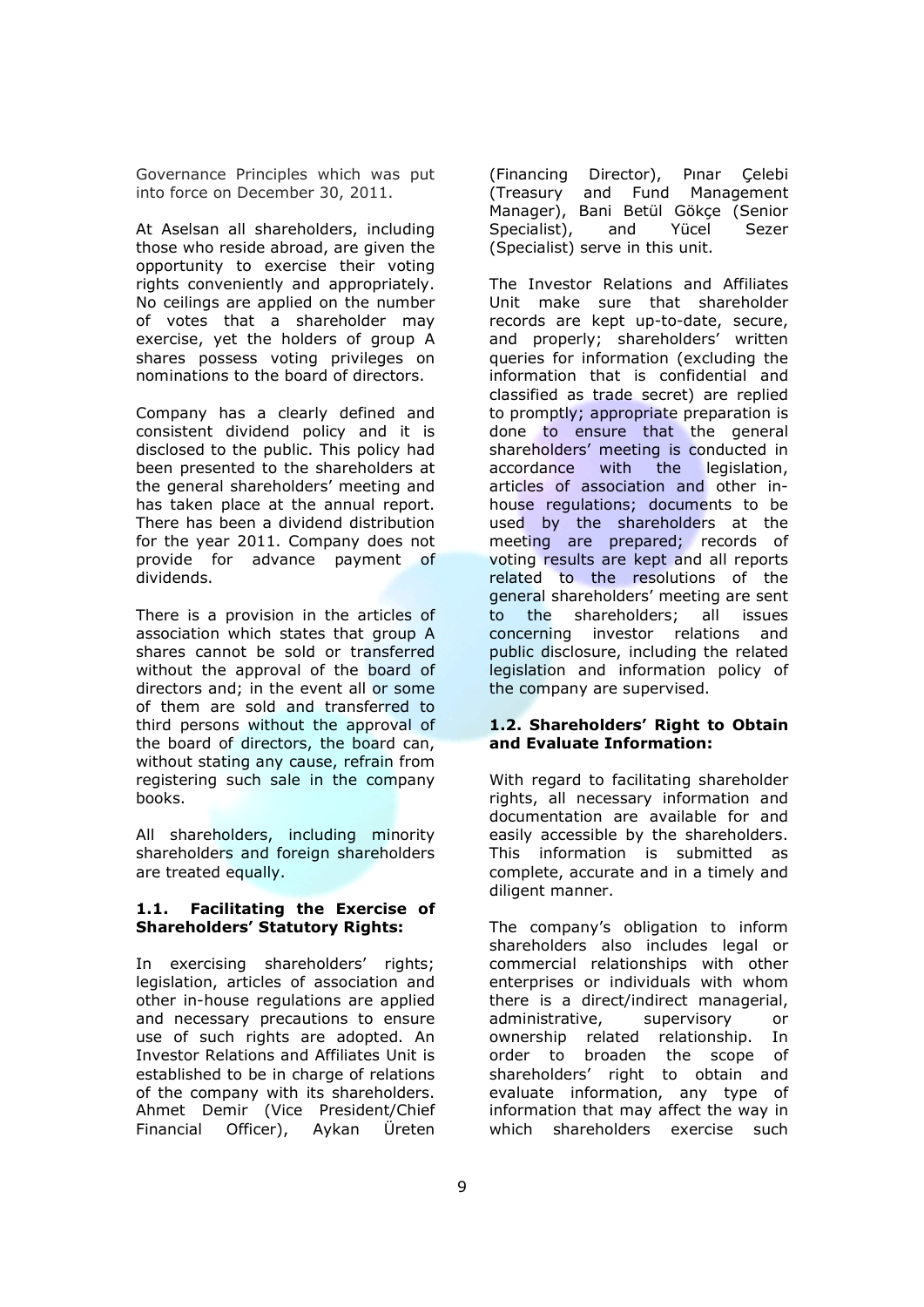Governance Principles which was put into force on December 30, 2011.

At Aselsan all shareholders, including those who reside abroad, are given the opportunity to exercise their voting rights conveniently and appropriately. No ceilings are applied on the number of votes that a shareholder may exercise, yet the holders of group A shares possess voting privileges on nominations to the board of directors.

Company has a clearly defined and consistent dividend policy and it is disclosed to the public. This policy had been presented to the shareholders at the general shareholders' meeting and has taken place at the annual report. There has been a dividend distribution for the year 2011. Company does not provide for advance payment of dividends.

There is a provision in the articles of association which states that group A shares cannot be sold or transferred without the approval of the board of directors and; in the event all or some of them are sold and transferred to third persons without the approval of the board of directors, the board can, without stating any cause, refrain from registering such sale in the company books.

All shareholders, including minority shareholders and foreign shareholders are treated equally.

**1.1. Facilitating the Exercise of Shareholders' Statutory Rights:**

In exercising shareholders' rights; legislation, articles of association and other in-house regulations are applied and necessary precautions to ensure use of such rights are adopted. An Investor Relations and Affiliates Unit is established to be in charge of relations of the company with its shareholders. Ahmet Demir (Vice President/Chief Financial Officer), Aykan Üreten (Financing Director), Pınar Çelebi (Treasury and Fund Management Manager), Bani Betül Gökçe (Senior Specialist), and Yücel Sezer (Specialist) serve in this unit.

The Investor Relations and Affiliates Unit make sure that shareholder records are kept up-to-date, secure, and properly; shareholders' written queries for information (excluding the information that is confidential and classified as trade secret) are replied to promptly; appropriate preparation is done to ensure that the general shareholders' meeting is conducted in accordance with the legislation, articles of association and other in-house regulations; documents to be used by the shareholders at the meeting are prepared; records of voting results are kept and all reports related to the resolutions of the general shareholders' meeting are sent to the shareholders; all issues concerning investor relations and public disclosure, including the related legislation and information policy of the company are supervised.

**1.2. Shareholders' Right to Obtain and Evaluate Information:**

With regard to facilitating shareholder rights, all necessary information and documentation are available for and easily accessible by the shareholders. This information is submitted as complete, accurate and in a timely and diligent manner.

The company's obligation to inform shareholders also includes legal or commercial relationships with other enterprises or individuals with whom there is a direct/indirect managerial, administrative, supervisory or ownership related relationship. In order to broaden the scope of shareholders' right to obtain and evaluate information, any type of information that may affect the way in which shareholders exercise such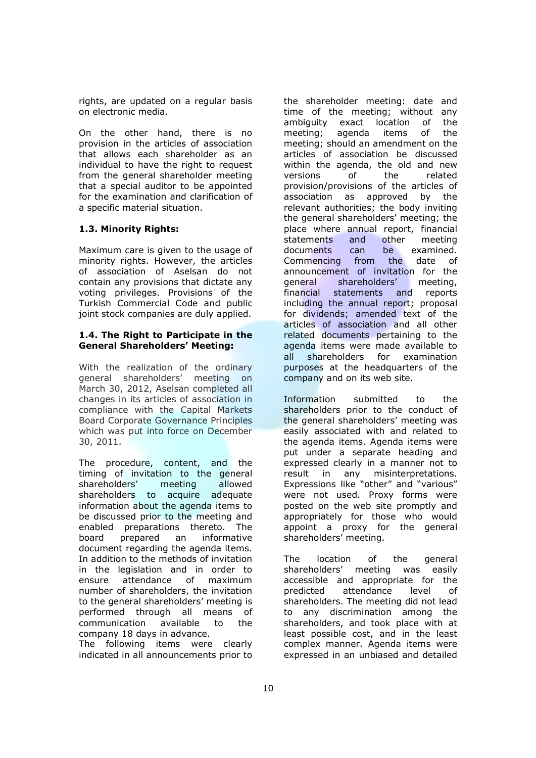rights, are updated on a regular basis on electronic media.

On the other hand, there is no provision in the articles of association that allows each shareholder as an individual to have the right to request from the general shareholder meeting that a special auditor to be appointed for the examination and clarification of a specific material situation.

### 1.3. Minority Rights:

Maximum care is given to the usage of minority rights. However, the articles of association of Aselsan do not contain any provisions that dictate any voting privileges. Provisions of the Turkish Commercial Code and public joint stock companies are duly applied.

### 1.4. The Right to Participate in the General Shareholders' Meeting:

With the realization of the ordinary general shareholders' meeting on March 30, 2012, Aselsan completed all changes in its articles of association in compliance with the Capital Markets Board Corporate Governance Principles which was put into force on December 30, 2011.

The procedure, content, and the timing of invitation to the general shareholders' meeting allowed shareholders to acquire adequate information about the agenda items to be discussed prior to the meeting and enabled preparations thereto. The board prepared an informative document regarding the agenda items. In addition to the methods of invitation in the legislation and in order to ensure attendance of maximum number of shareholders, the invitation to the general shareholders' meeting is performed through all means of communication available to the company 18 days in advance.
The following items were clearly indicated in all announcements prior to the shareholder meeting: date and time of the meeting; without any ambiguity exact location of the meeting; agenda items of the meeting; should an amendment on the articles of association be discussed within the agenda, the old and new versions of the related provision/provisions of the articles of association as approved by the relevant authorities; the body inviting the general shareholders' meeting; the place where annual report, financial statements and other meeting documents can be examined. Commencing from the date of announcement of invitation for the general shareholders' meeting, financial statements and reports including the annual report; proposal for dividends; amended text of the articles of association and all other related documents pertaining to the agenda items were made available to all shareholders for examination purposes at the headquarters of the company and on its web site.

Information submitted to the shareholders prior to the conduct of the general shareholders' meeting was easily associated with and related to the agenda items. Agenda items were put under a separate heading and expressed clearly in a manner not to result in any misinterpretations. Expressions like "other" and "various" were not used. Proxy forms were posted on the web site promptly and appropriately for those who would appoint a proxy for the general shareholders' meeting.

The location of the general shareholders' meeting was easily accessible and appropriate for the predicted attendance level of shareholders. The meeting did not lead to any discrimination among the shareholders, and took place with at least possible cost, and in the least complex manner. Agenda items were expressed in an unbiased and detailed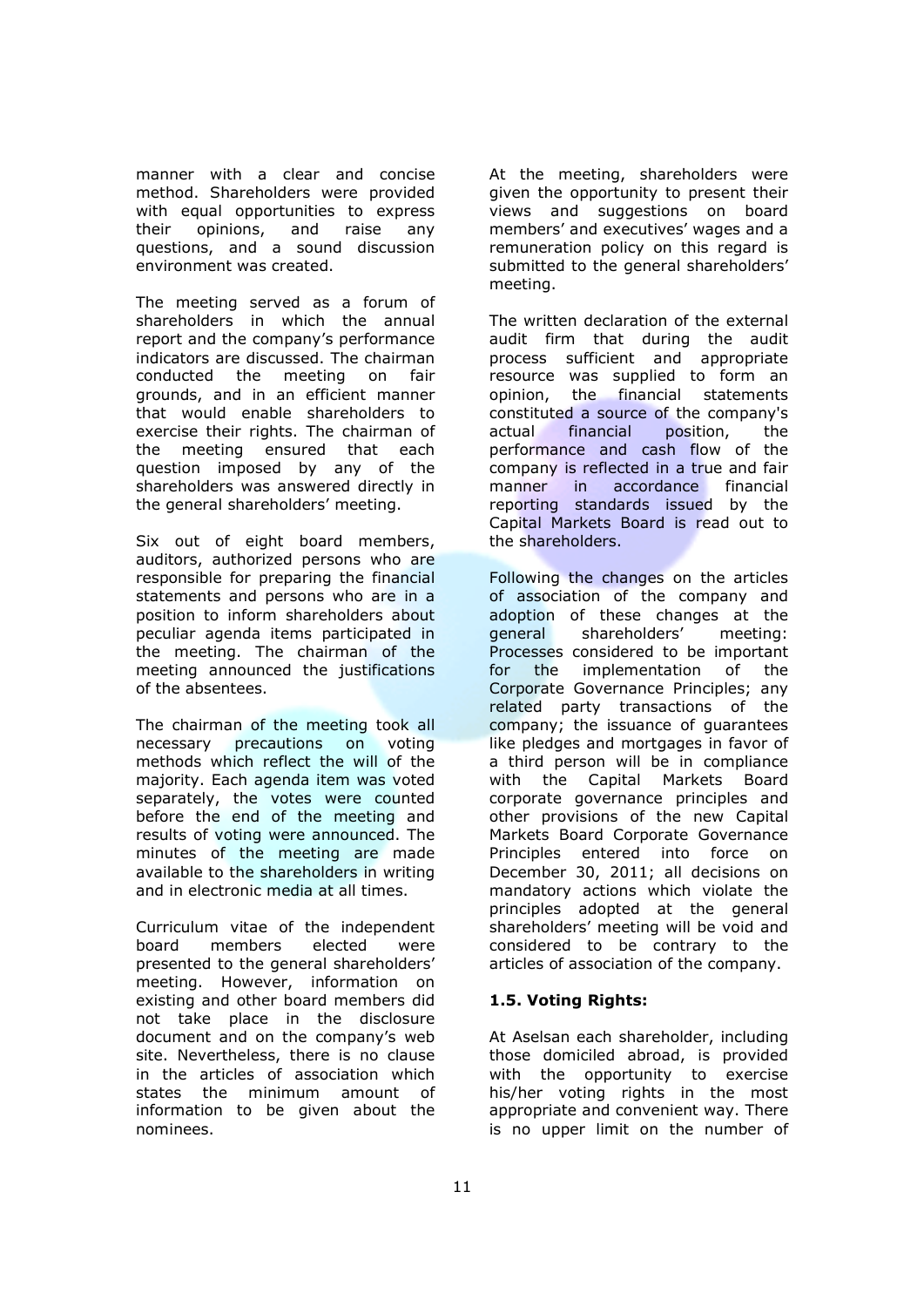manner with a clear and concise method. Shareholders were provided with equal opportunities to express their opinions, and raise any questions, and a sound discussion environment was created.

The meeting served as a forum of shareholders in which the annual report and the company's performance indicators are discussed. The chairman conducted the meeting on fair grounds, and in an efficient manner that would enable shareholders to exercise their rights. The chairman of the meeting ensured that each question imposed by any of the shareholders was answered directly in the general shareholders' meeting.

Six out of eight board members, auditors, authorized persons who are responsible for preparing the financial statements and persons who are in a position to inform shareholders about peculiar agenda items participated in the meeting. The chairman of the meeting announced the justifications of the absentees.

The chairman of the meeting took all necessary precautions on voting methods which reflect the will of the majority. Each agenda item was voted separately, the votes were counted before the end of the meeting and results of voting were announced. The minutes of the meeting are made available to the shareholders in writing and in electronic media at all times.

Curriculum vitae of the independent board members elected were presented to the general shareholders' meeting. However, information on existing and other board members did not take place in the disclosure document and on the company's web site. Nevertheless, there is no clause in the articles of association which states the minimum amount of information to be given about the nominees.

At the meeting, shareholders were given the opportunity to present their views and suggestions on board members' and executives' wages and a remuneration policy on this regard is submitted to the general shareholders' meeting.

The written declaration of the external audit firm that during the audit process sufficient and appropriate resource was supplied to form an opinion, the financial statements constituted a source of the company's actual financial position, the performance and cash flow of the company is reflected in a true and fair manner in accordance financial reporting standards issued by the Capital Markets Board is read out to the shareholders.

Following the changes on the articles of association of the company and adoption of these changes at the general shareholders' meeting: Processes considered to be important for the implementation of the Corporate Governance Principles; any related party transactions of the company; the issuance of guarantees like pledges and mortgages in favor of a third person will be in compliance with the Capital Markets Board corporate governance principles and other provisions of the new Capital Markets Board Corporate Governance Principles entered into force on December 30, 2011; all decisions on mandatory actions which violate the principles adopted at the general shareholders' meeting will be void and considered to be contrary to the articles of association of the company.

**1.5. Voting Rights:**

At Aselsan each shareholder, including those domiciled abroad, is provided with the opportunity to exercise his/her voting rights in the most appropriate and convenient way. There is no upper limit on the number of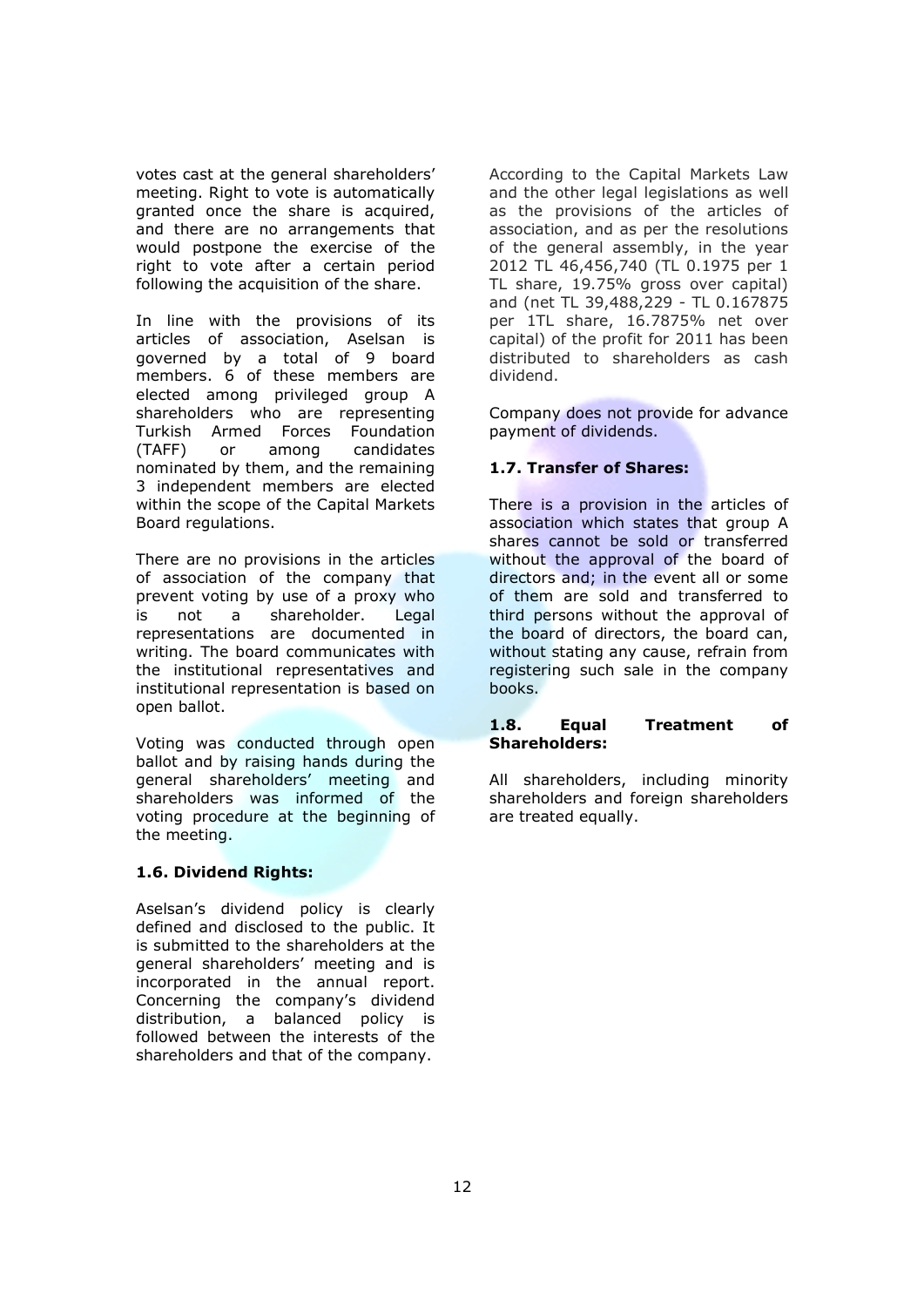votes cast at the general shareholders' meeting. Right to vote is automatically granted once the share is acquired, and there are no arrangements that would postpone the exercise of the right to vote after a certain period following the acquisition of the share.

In line with the provisions of its articles of association, Aselsan is governed by a total of 9 board members. 6 of these members are elected among privileged group A shareholders who are representing Turkish Armed Forces Foundation (TAFF) or among candidates nominated by them, and the remaining 3 independent members are elected within the scope of the Capital Markets Board regulations.

There are no provisions in the articles of association of the company that prevent voting by use of a proxy who is not a shareholder. Legal representations are documented in writing. The board communicates with the institutional representatives and institutional representation is based on open ballot.

Voting was conducted through open ballot and by raising hands during the general shareholders' meeting and shareholders was informed of the voting procedure at the beginning of the meeting.

### 1.6. Dividend Rights:

Aselsan's dividend policy is clearly defined and disclosed to the public. It is submitted to the shareholders at the general shareholders' meeting and is incorporated in the annual report. Concerning the company's dividend distribution, a balanced policy is followed between the interests of the shareholders and that of the company.

According to the Capital Markets Law and the other legal legislations as well as the provisions of the articles of association, and as per the resolutions of the general assembly, in the year 2012 TL 46,456,740 (TL 0.1975 per 1 TL share, 19.75% gross over capital) and (net TL 39,488,229 - TL 0.167875 per 1TL share, 16.7875% net over capital) of the profit for 2011 has been distributed to shareholders as cash dividend.

Company does not provide for advance payment of dividends.

### 1.7. Transfer of Shares:

There is a provision in the articles of association which states that group A shares cannot be sold or transferred without the approval of the board of directors and; in the event all or some of them are sold and transferred to third persons without the approval of the board of directors, the board can, without stating any cause, refrain from registering such sale in the company books.

### 1.8. Equal Treatment of Shareholders:

All shareholders, including minority shareholders and foreign shareholders are treated equally.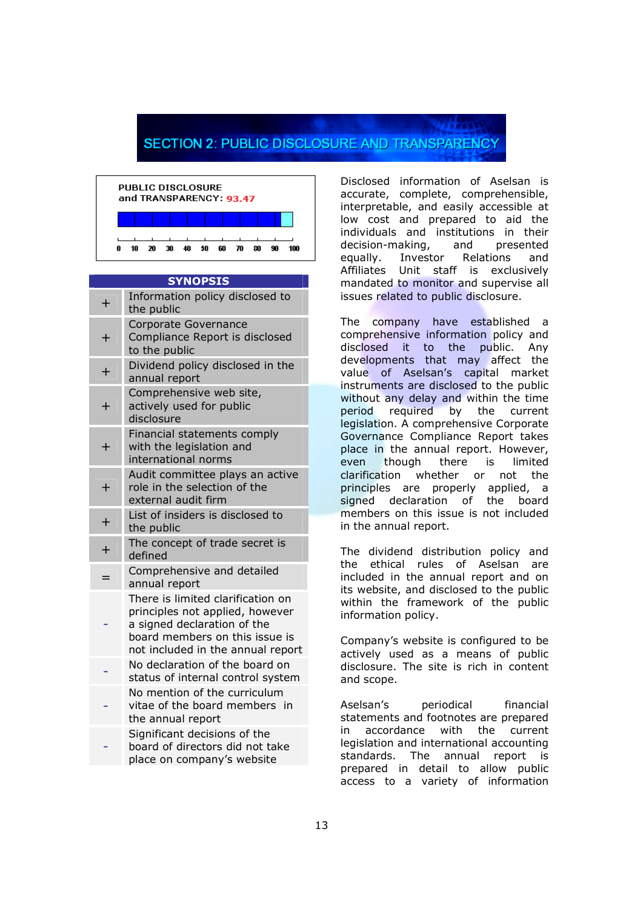# SECTION 2: PUBLIC DISCLOSURE AND TRANSPARENCY

**PUBLIC DISCLOSURE and TRANSPARENCY: 93.47**

| SYNOPSIS | |
|---|---|
| + | Information policy disclosed to the public |
| + | Corporate Governance Compliance Report is disclosed to the public |
| + | Dividend policy disclosed in the annual report |
| + | Comprehensive web site, actively used for public disclosure |
| + | Financial statements comply with the legislation and international norms |
| + | Audit committee plays an active role in the selection of the external audit firm |
| + | List of insiders is disclosed to the public |
| + | The concept of trade secret is defined |
| = | Comprehensive and detailed annual report |
| - | There is limited clarification on principles not applied, however a signed declaration of the board members on this issue is not included in the annual report |
| - | No declaration of the board on status of internal control system |
| - | No mention of the curriculum vitae of the board members in the annual report |
| - | Significant decisions of the board of directors did not take place on company's website |

Disclosed information of Aselsan is accurate, complete, comprehensible, interpretable, and easily accessible at low cost and prepared to aid the individuals and institutions in their decision-making, and presented equally. Investor Relations and Affiliates Unit staff is exclusively mandated to monitor and supervise all issues related to public disclosure.

The company have established a comprehensive information policy and disclosed it to the public. Any developments that may affect the value of Aselsan's capital market instruments are disclosed to the public without any delay and within the time period required by the current legislation. A comprehensive Corporate Governance Compliance Report takes place in the annual report. However, even though there is limited clarification whether or not the principles are properly applied, a signed declaration of the board members on this issue is not included in the annual report.

The dividend distribution policy and the ethical rules of Aselsan are included in the annual report and on its website, and disclosed to the public within the framework of the public information policy.

Company's website is configured to be actively used as a means of public disclosure. The site is rich in content and scope.

Aselsan's periodical financial statements and footnotes are prepared in accordance with the current legislation and international accounting standards. The annual report is prepared in detail to allow public access to a variety of information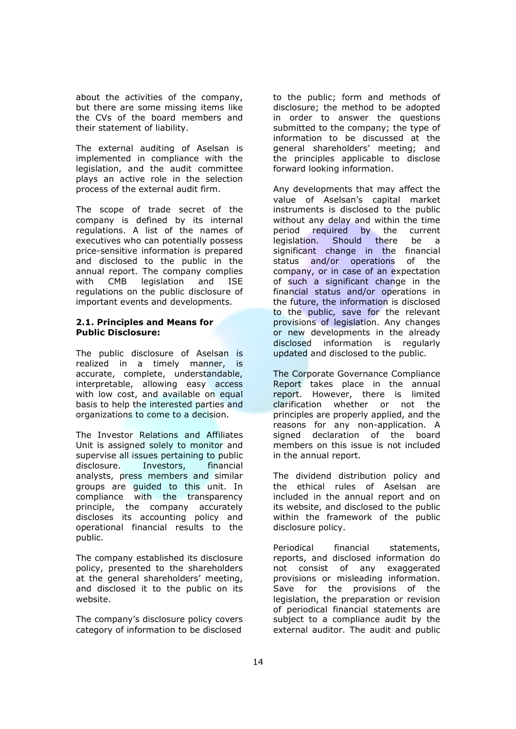about the activities of the company, but there are some missing items like the CVs of the board members and their statement of liability.

The external auditing of Aselsan is implemented in compliance with the legislation, and the audit committee plays an active role in the selection process of the external audit firm.

The scope of trade secret of the company is defined by its internal regulations. A list of the names of executives who can potentially possess price-sensitive information is prepared and disclosed to the public in the annual report. The company complies with CMB legislation and ISE regulations on the public disclosure of important events and developments.

### 2.1. Principles and Means for Public Disclosure:

The public disclosure of Aselsan is realized in a timely manner, is accurate, complete, understandable, interpretable, allowing easy access with low cost, and available on equal basis to help the interested parties and organizations to come to a decision.

The Investor Relations and Affiliates Unit is assigned solely to monitor and supervise all issues pertaining to public disclosure. Investors, financial analysts, press members and similar groups are guided to this unit. In compliance with the transparency principle, the company accurately discloses its accounting policy and operational financial results to the public.

The company established its disclosure policy, presented to the shareholders at the general shareholders' meeting, and disclosed it to the public on its website.

The company's disclosure policy covers category of information to be disclosed to the public; form and methods of disclosure; the method to be adopted in order to answer the questions submitted to the company; the type of information to be discussed at the general shareholders' meeting; and the principles applicable to disclose forward looking information.

Any developments that may affect the value of Aselsan's capital market instruments is disclosed to the public without any delay and within the time period required by the current legislation. Should there be a significant change in the financial status and/or operations of the company, or in case of an expectation of such a significant change in the financial status and/or operations in the future, the information is disclosed to the public, save for the relevant provisions of legislation. Any changes or new developments in the already disclosed information is regularly updated and disclosed to the public.

The Corporate Governance Compliance Report takes place in the annual report. However, there is limited clarification whether or not the principles are properly applied, and the reasons for any non-application. A signed declaration of the board members on this issue is not included in the annual report.

The dividend distribution policy and the ethical rules of Aselsan are included in the annual report and on its website, and disclosed to the public within the framework of the public disclosure policy.

Periodical financial statements, reports, and disclosed information do not consist of any exaggerated provisions or misleading information. Save for the provisions of the legislation, the preparation or revision of periodical financial statements are subject to a compliance audit by the external auditor. The audit and public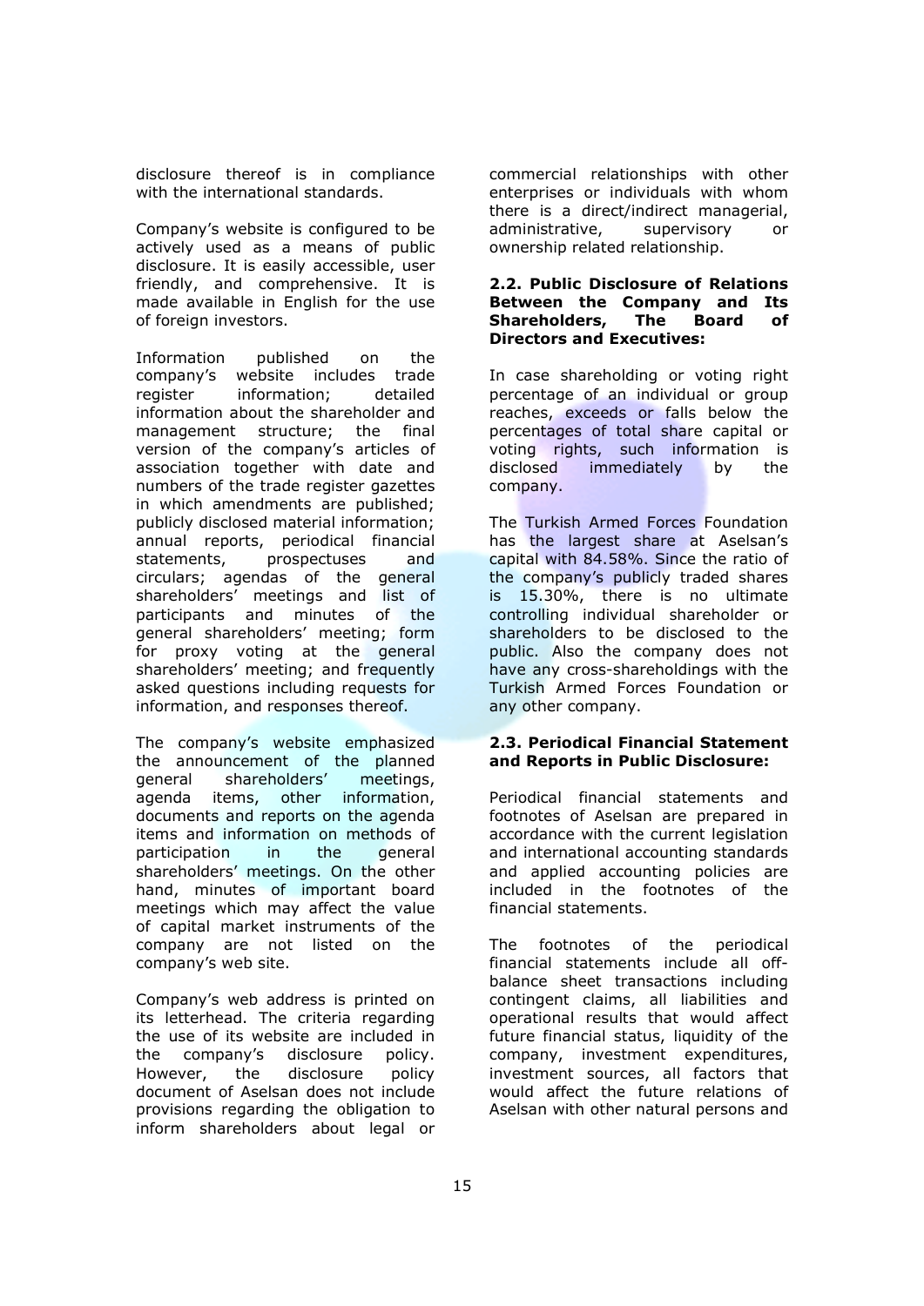disclosure thereof is in compliance with the international standards.

Company's website is configured to be actively used as a means of public disclosure. It is easily accessible, user friendly, and comprehensive. It is made available in English for the use of foreign investors.

Information published on the company's website includes trade register information; detailed information about the shareholder and management structure; the final version of the company's articles of association together with date and numbers of the trade register gazettes in which amendments are published; publicly disclosed material information; annual reports, periodical financial statements, prospectuses and circulars; agendas of the general shareholders' meetings and list of participants and minutes of the general shareholders' meeting; form for proxy voting at the general shareholders' meeting; and frequently asked questions including requests for information, and responses thereof.

The company's website emphasized the announcement of the planned general shareholders' meetings, agenda items, other information, documents and reports on the agenda items and information on methods of participation in the general shareholders' meetings. On the other hand, minutes of important board meetings which may affect the value of capital market instruments of the company are not listed on the company's web site.

Company's web address is printed on its letterhead. The criteria regarding the use of its website are included in the company's disclosure policy. However, the disclosure policy document of Aselsan does not include provisions regarding the obligation to inform shareholders about legal or commercial relationships with other enterprises or individuals with whom there is a direct/indirect managerial, administrative, supervisory or ownership related relationship.

**2.2. Public Disclosure of Relations Between the Company and Its Shareholders, The Board of Directors and Executives:**

In case shareholding or voting right percentage of an individual or group reaches, exceeds or falls below the percentages of total share capital or voting rights, such information is disclosed immediately by the company.

The Turkish Armed Forces Foundation has the largest share at Aselsan's capital with 84.58%. Since the ratio of the company's publicly traded shares is 15.30%, there is no ultimate controlling individual shareholder or shareholders to be disclosed to the public. Also the company does not have any cross-shareholdings with the Turkish Armed Forces Foundation or any other company.

**2.3. Periodical Financial Statement and Reports in Public Disclosure:**

Periodical financial statements and footnotes of Aselsan are prepared in accordance with the current legislation and international accounting standards and applied accounting policies are included in the footnotes of the financial statements.

The footnotes of the periodical financial statements include all off-balance sheet transactions including contingent claims, all liabilities and operational results that would affect future financial status, liquidity of the company, investment expenditures, investment sources, all factors that would affect the future relations of Aselsan with other natural persons and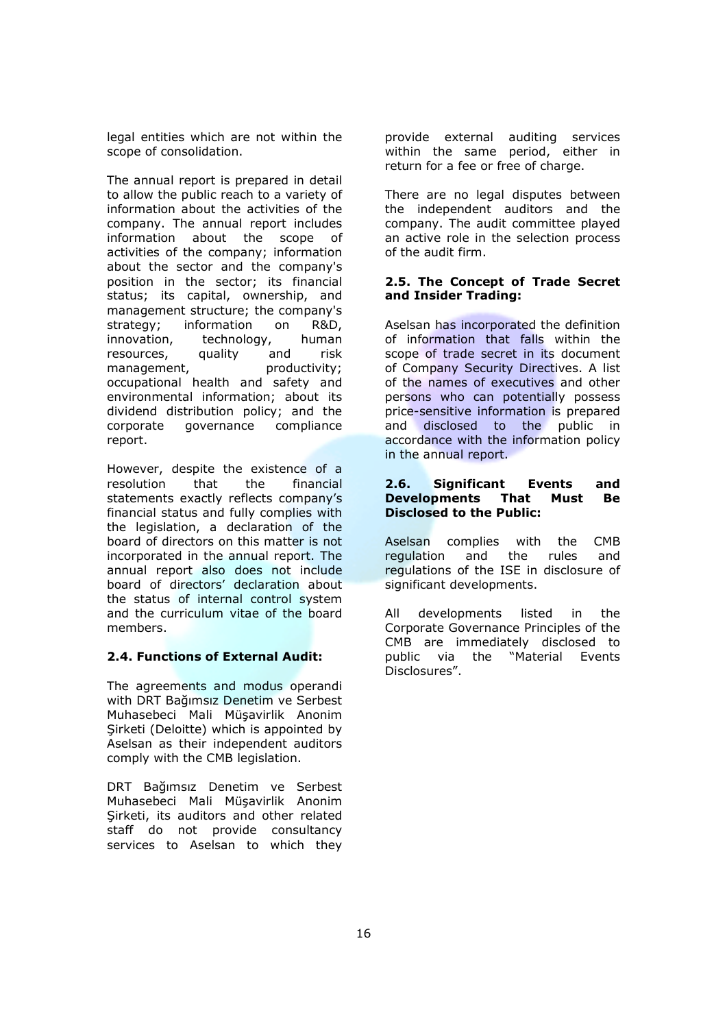legal entities which are not within the scope of consolidation.

The annual report is prepared in detail to allow the public reach to a variety of information about the activities of the company. The annual report includes information about the scope of activities of the company; information about the sector and the company's position in the sector; its financial status; its capital, ownership, and management structure; the company's strategy; information on R&D, innovation, technology, human resources, quality and risk management, productivity; occupational health and safety and environmental information; about its dividend distribution policy; and the corporate governance compliance report.

However, despite the existence of a resolution that the financial statements exactly reflects company's financial status and fully complies with the legislation, a declaration of the board of directors on this matter is not incorporated in the annual report. The annual report also does not include board of directors' declaration about the status of internal control system and the curriculum vitae of the board members.

**2.4. Functions of External Audit:**

The agreements and modus operandi with DRT Bağımsız Denetim ve Serbest Muhasebeci Mali Müşavirlik Anonim Şirketi (Deloitte) which is appointed by Aselsan as their independent auditors comply with the CMB legislation.

DRT Bağımsız Denetim ve Serbest Muhasebeci Mali Müşavirlik Anonim Şirketi, its auditors and other related staff do not provide consultancy services to Aselsan to which they provide external auditing services within the same period, either in return for a fee or free of charge.

There are no legal disputes between the independent auditors and the company. The audit committee played an active role in the selection process of the audit firm.

**2.5. The Concept of Trade Secret and Insider Trading:**

Aselsan has incorporated the definition of information that falls within the scope of trade secret in its document of Company Security Directives. A list of the names of executives and other persons who can potentially possess price-sensitive information is prepared and disclosed to the public in accordance with the information policy in the annual report.

**2.6. Significant Events and Developments That Must Be Disclosed to the Public:**

Aselsan complies with the CMB regulation and the rules and regulations of the ISE in disclosure of significant developments.

All developments listed in the Corporate Governance Principles of the CMB are immediately disclosed to public via the "Material Events Disclosures".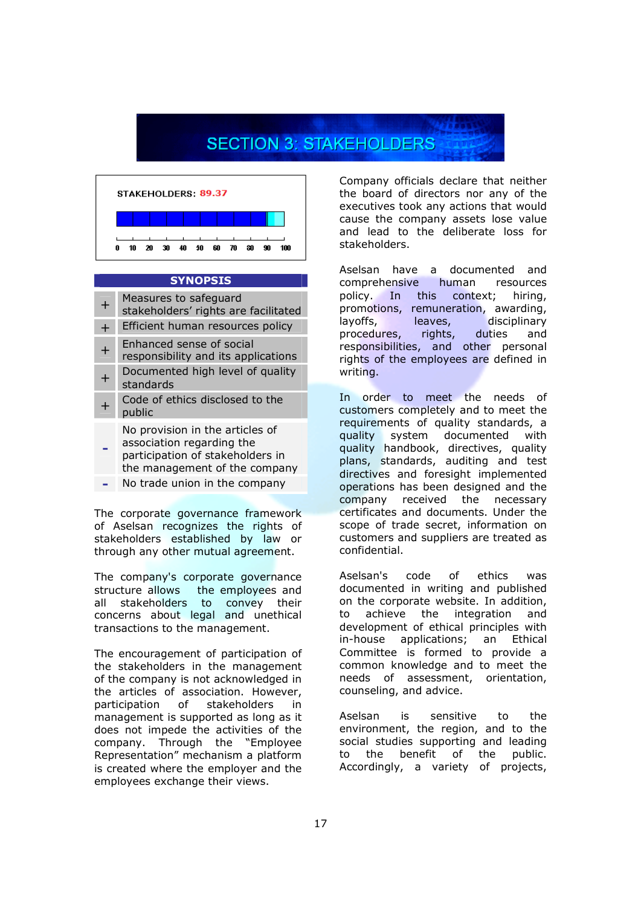# SECTION 3: STAKEHOLDERS

STAKEHOLDERS: 89.37

0 10 20 30 40 50 60 70 80 90 100

| SYNOPSIS | |
|---|---|
| + | Measures to safeguard stakeholders' rights are facilitated |
| + | Efficient human resources policy |
| + | Enhanced sense of social responsibility and its applications |
| + | Documented high level of quality standards |
| + | Code of ethics disclosed to the public |
| - | No provision in the articles of association regarding the participation of stakeholders in the management of the company |
| - | No trade union in the company |

The corporate governance framework of Aselsan recognizes the rights of stakeholders established by law or through any other mutual agreement.

The company's corporate governance structure allows the employees and all stakeholders to convey their concerns about legal and unethical transactions to the management.

The encouragement of participation of the stakeholders in the management of the company is not acknowledged in the articles of association. However, participation of stakeholders in management is supported as long as it does not impede the activities of the company. Through the "Employee Representation" mechanism a platform is created where the employer and the employees exchange their views.

Company officials declare that neither the board of directors nor any of the executives took any actions that would cause the company assets lose value and lead to the deliberate loss for stakeholders.

Aselsan have a documented and comprehensive human resources policy. In this context; hiring, promotions, remuneration, awarding, layoffs, leaves, disciplinary procedures, rights, duties and responsibilities, and other personal rights of the employees are defined in writing.

In order to meet the needs of customers completely and to meet the requirements of quality standards, a quality system documented with quality handbook, directives, quality plans, standards, auditing and test directives and foresight implemented operations has been designed and the company received the necessary certificates and documents. Under the scope of trade secret, information on customers and suppliers are treated as confidential.

Aselsan's code of ethics was documented in writing and published on the corporate website. In addition, to achieve the integration and development of ethical principles with in-house applications; an Ethical Committee is formed to provide a common knowledge and to meet the needs of assessment, orientation, counseling, and advice.

Aselsan is sensitive to the environment, the region, and to the social studies supporting and leading to the benefit of the public. Accordingly, a variety of projects,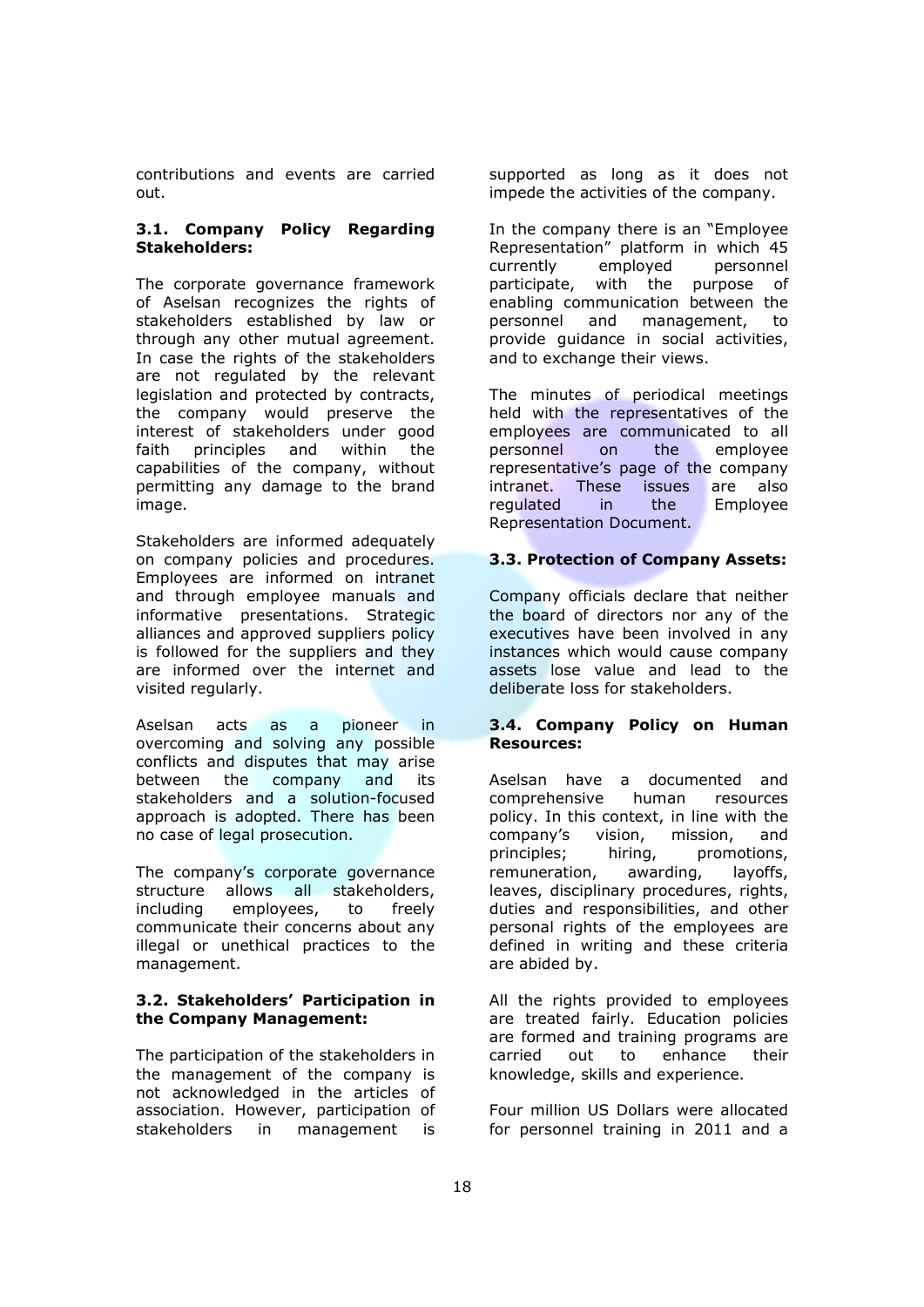contributions and events are carried out.

### 3.1. Company Policy Regarding Stakeholders:

The corporate governance framework of Aselsan recognizes the rights of stakeholders established by law or through any other mutual agreement. In case the rights of the stakeholders are not regulated by the relevant legislation and protected by contracts, the company would preserve the interest of stakeholders under good faith principles and within the capabilities of the company, without permitting any damage to the brand image.

Stakeholders are informed adequately on company policies and procedures. Employees are informed on intranet and through employee manuals and informative presentations. Strategic alliances and approved suppliers policy is followed for the suppliers and they are informed over the internet and visited regularly.

Aselsan acts as a pioneer in overcoming and solving any possible conflicts and disputes that may arise between the company and its stakeholders and a solution-focused approach is adopted. There has been no case of legal prosecution.

The company's corporate governance structure allows all stakeholders, including employees, to freely communicate their concerns about any illegal or unethical practices to the management.

### 3.2. Stakeholders' Participation in the Company Management:

The participation of the stakeholders in the management of the company is not acknowledged in the articles of association. However, participation of stakeholders in management is supported as long as it does not impede the activities of the company.

In the company there is an "Employee Representation" platform in which 45 currently employed personnel participate, with the purpose of enabling communication between the personnel and management, to provide guidance in social activities, and to exchange their views.

The minutes of periodical meetings held with the representatives of the employees are communicated to all personnel on the employee representative's page of the company intranet. These issues are also regulated in the Employee Representation Document.

### 3.3. Protection of Company Assets:

Company officials declare that neither the board of directors nor any of the executives have been involved in any instances which would cause company assets lose value and lead to the deliberate loss for stakeholders.

### 3.4. Company Policy on Human Resources:

Aselsan have a documented and comprehensive human resources policy. In this context, in line with the company's vision, mission, and principles; hiring, promotions, remuneration, awarding, layoffs, leaves, disciplinary procedures, rights, duties and responsibilities, and other personal rights of the employees are defined in writing and these criteria are abided by.

All the rights provided to employees are treated fairly. Education policies are formed and training programs are carried out to enhance their knowledge, skills and experience.

Four million US Dollars were allocated for personnel training in 2011 and a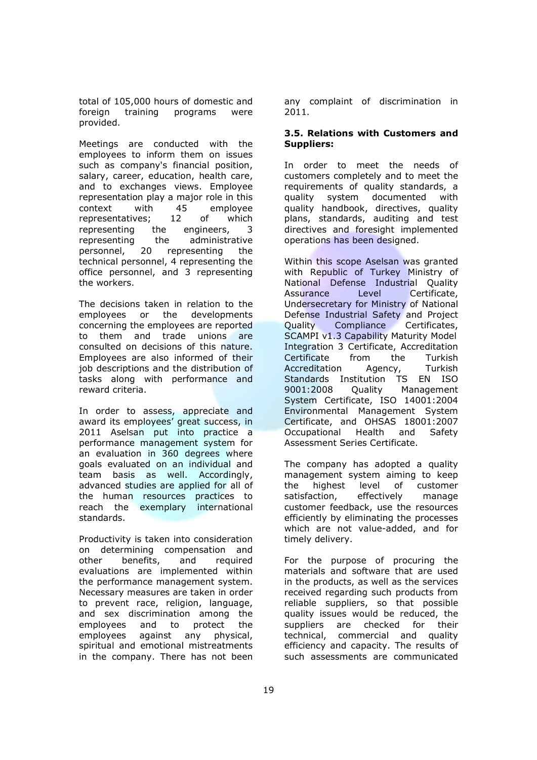total of 105,000 hours of domestic and foreign training programs were provided.

Meetings are conducted with the employees to inform them on issues such as company's financial position, salary, career, education, health care, and to exchanges views. Employee representation play a major role in this context with 45 employee representatives; 12 of which representing the engineers, 3 representing the administrative personnel, 20 representing the technical personnel, 4 representing the office personnel, and 3 representing the workers.

The decisions taken in relation to the employees or the developments concerning the employees are reported to them and trade unions are consulted on decisions of this nature. Employees are also informed of their job descriptions and the distribution of tasks along with performance and reward criteria.

In order to assess, appreciate and award its employees' great success, in 2011 Aselsan put into practice a performance management system for an evaluation in 360 degrees where goals evaluated on an individual and team basis as well. Accordingly, advanced studies are applied for all of the human resources practices to reach the exemplary international standards.

Productivity is taken into consideration on determining compensation and other benefits, and required evaluations are implemented within the performance management system. Necessary measures are taken in order to prevent race, religion, language, and sex discrimination among the employees and to protect the employees against any physical, spiritual and emotional mistreatments in the company. There has not been any complaint of discrimination in 2011.

### 3.5. Relations with Customers and Suppliers:

In order to meet the needs of customers completely and to meet the requirements of quality standards, a quality system documented with quality handbook, directives, quality plans, standards, auditing and test directives and foresight implemented operations has been designed.

Within this scope Aselsan was granted with Republic of Turkey Ministry of National Defense Industrial Quality Assurance Level Certificate, Undersecretary for Ministry of National Defense Industrial Safety and Project Quality Compliance Certificates, SCAMPI v1.3 Capability Maturity Model Integration 3 Certificate, Accreditation Certificate from the Turkish Accreditation Agency, Turkish Standards Institution TS EN ISO 9001:2008 Quality Management System Certificate, ISO 14001:2004 Environmental Management System Certificate, and OHSAS 18001:2007 Occupational Health and Safety Assessment Series Certificate.

The company has adopted a quality management system aiming to keep the highest level of customer satisfaction, effectively manage customer feedback, use the resources efficiently by eliminating the processes which are not value-added, and for timely delivery.

For the purpose of procuring the materials and software that are used in the products, as well as the services received regarding such products from reliable suppliers, so that possible quality issues would be reduced, the suppliers are checked for their technical, commercial and quality efficiency and capacity. The results of such assessments are communicated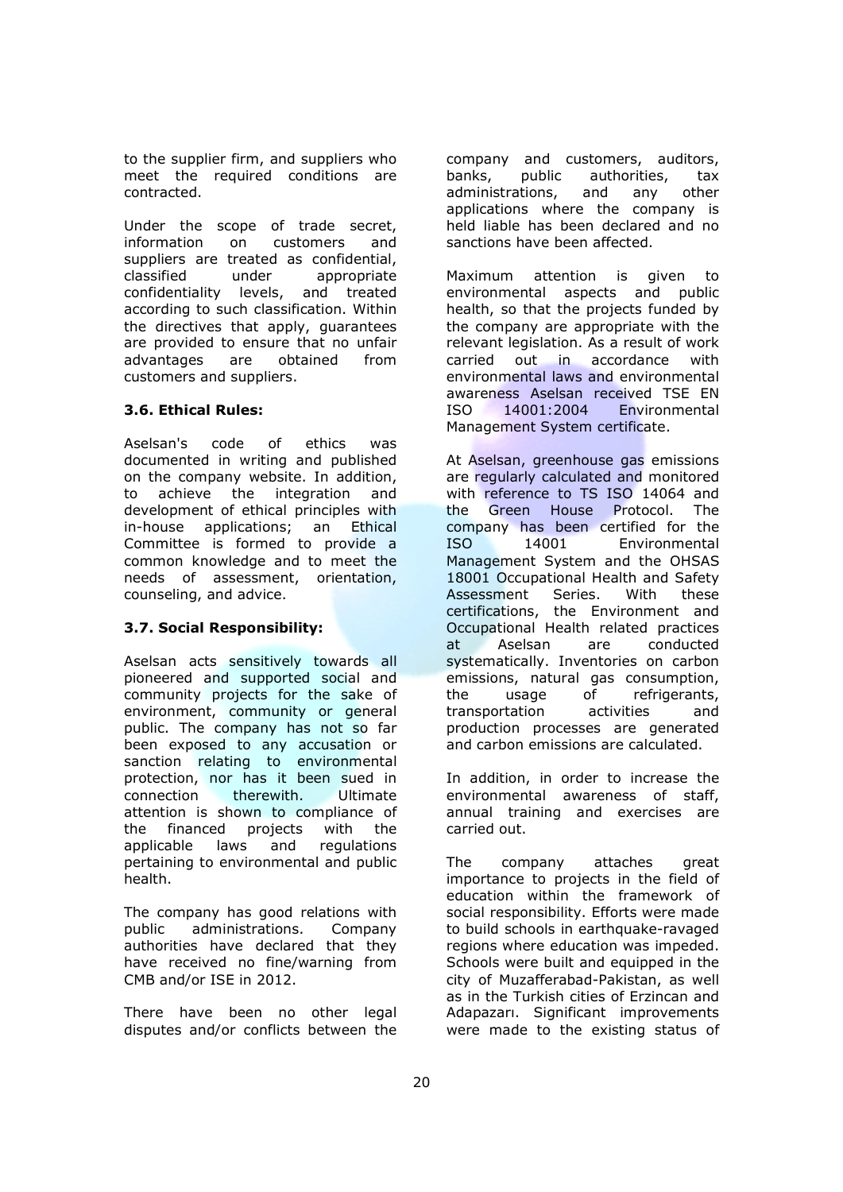to the supplier firm, and suppliers who meet the required conditions are contracted.

Under the scope of trade secret, information on customers and suppliers are treated as confidential, classified under appropriate confidentiality levels, and treated according to such classification. Within the directives that apply, guarantees are provided to ensure that no unfair advantages are obtained from customers and suppliers.

### 3.6. Ethical Rules:

Aselsan's code of ethics was documented in writing and published on the company website. In addition, to achieve the integration and development of ethical principles with in-house applications; an Ethical Committee is formed to provide a common knowledge and to meet the needs of assessment, orientation, counseling, and advice.

### 3.7. Social Responsibility:

Aselsan acts sensitively towards all pioneered and supported social and community projects for the sake of environment, community or general public. The company has not so far been exposed to any accusation or sanction relating to environmental protection, nor has it been sued in connection therewith. Ultimate attention is shown to compliance of the financed projects with the applicable laws and regulations pertaining to environmental and public health.

The company has good relations with public administrations. Company authorities have declared that they have received no fine/warning from CMB and/or ISE in 2012.

There have been no other legal disputes and/or conflicts between the company and customers, auditors, banks, public authorities, tax administrations, and any other applications where the company is held liable has been declared and no sanctions have been affected.

Maximum attention is given to environmental aspects and public health, so that the projects funded by the company are appropriate with the relevant legislation. As a result of work carried out in accordance with environmental laws and environmental awareness Aselsan received TSE EN ISO 14001:2004 Environmental Management System certificate.

At Aselsan, greenhouse gas emissions are regularly calculated and monitored with reference to TS ISO 14064 and the Green House Protocol. The company has been certified for the ISO 14001 Environmental Management System and the OHSAS 18001 Occupational Health and Safety Assessment Series. With these certifications, the Environment and Occupational Health related practices at Aselsan are conducted systematically. Inventories on carbon emissions, natural gas consumption, the usage of refrigerants, transportation activities and production processes are generated and carbon emissions are calculated.

In addition, in order to increase the environmental awareness of staff, annual training and exercises are carried out.

The company attaches great importance to projects in the field of education within the framework of social responsibility. Efforts were made to build schools in earthquake-ravaged regions where education was impeded. Schools were built and equipped in the city of Muzafferabad-Pakistan, as well as in the Turkish cities of Erzincan and Adapazarı. Significant improvements were made to the existing status of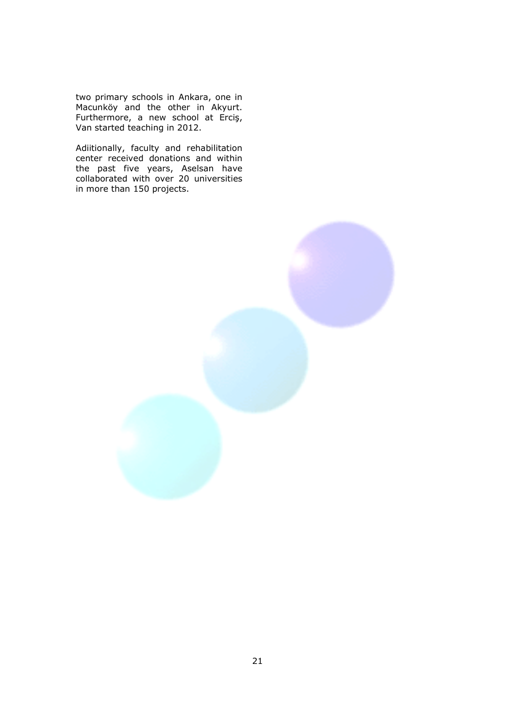two primary schools in Ankara, one in Macunköy and the other in Akyurt. Furthermore, a new school at Erciş, Van started teaching in 2012.

Adiitionally, faculty and rehabilitation center received donations and within the past five years, Aselsan have collaborated with over 20 universities in more than 150 projects.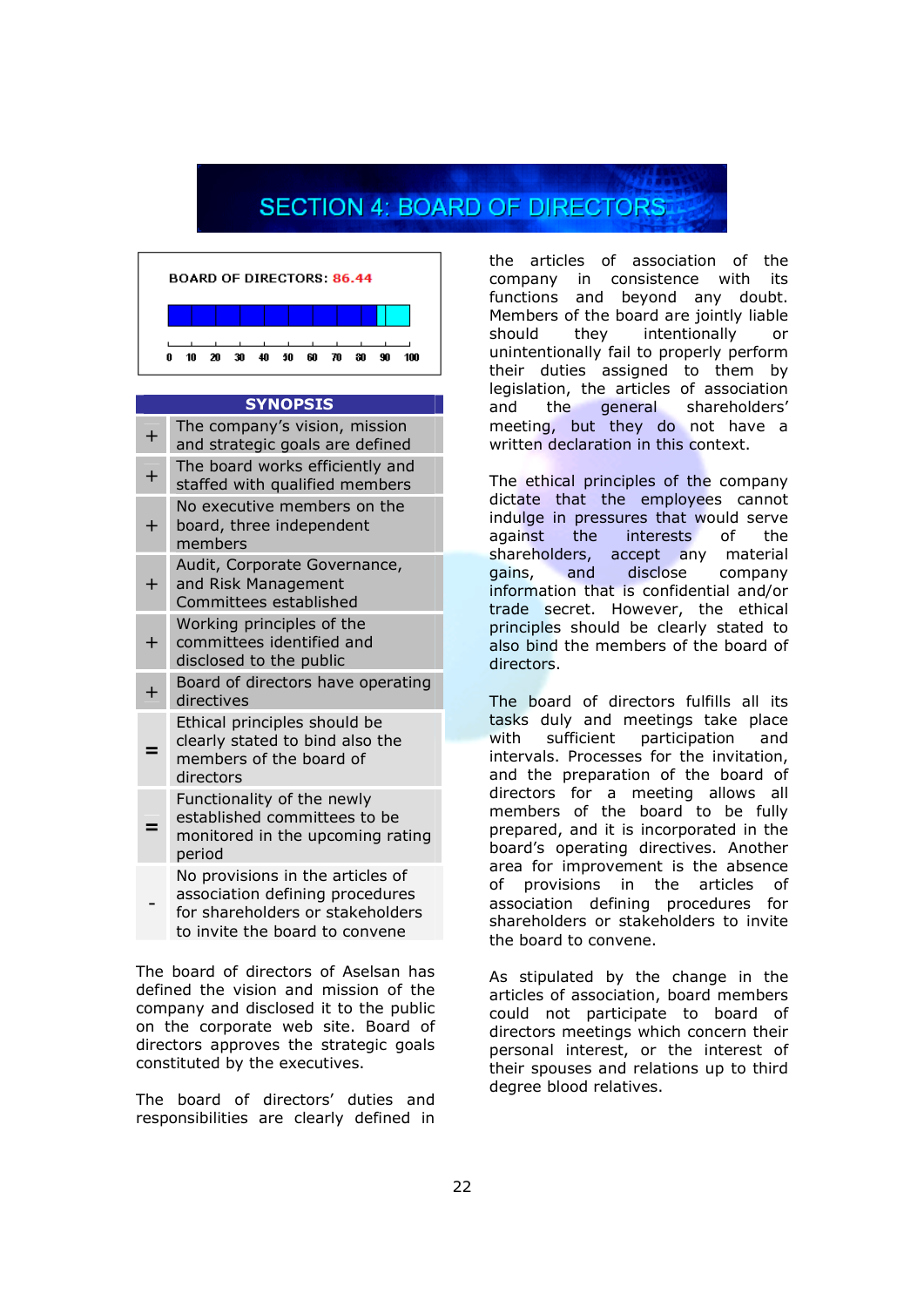# SECTION 4: BOARD OF DIRECTORS

**BOARD OF DIRECTORS: 86.44**

| SYNOPSIS | |
|---|---|
| + | The company's vision, mission and strategic goals are defined |
| + | The board works efficiently and staffed with qualified members |
| + | No executive members on the board, three independent members |
| + | Audit, Corporate Governance, and Risk Management Committees established |
| + | Working principles of the committees identified and disclosed to the public |
| + | Board of directors have operating directives |
| = | Ethical principles should be clearly stated to bind also the members of the board of directors |
| = | Functionality of the newly established committees to be monitored in the upcoming rating period |
| - | No provisions in the articles of association defining procedures for shareholders or stakeholders to invite the board to convene |

The board of directors of Aselsan has defined the vision and mission of the company and disclosed it to the public on the corporate web site. Board of directors approves the strategic goals constituted by the executives.

The board of directors' duties and responsibilities are clearly defined in the articles of association of the company in consistence with its functions and beyond any doubt. Members of the board are jointly liable should they intentionally or unintentionally fail to properly perform their duties assigned to them by legislation, the articles of association and the general shareholders' meeting, but they do not have a written declaration in this context.

The ethical principles of the company dictate that the employees cannot indulge in pressures that would serve against the interests of the shareholders, accept any material gains, and disclose company information that is confidential and/or trade secret. However, the ethical principles should be clearly stated to also bind the members of the board of directors.

The board of directors fulfills all its tasks duly and meetings take place with sufficient participation and intervals. Processes for the invitation, and the preparation of the board of directors for a meeting allows all members of the board to be fully prepared, and it is incorporated in the board's operating directives. Another area for improvement is the absence of provisions in the articles of association defining procedures for shareholders or stakeholders to invite the board to convene.

As stipulated by the change in the articles of association, board members could not participate to board of directors meetings which concern their personal interest, or the interest of their spouses and relations up to third degree blood relatives.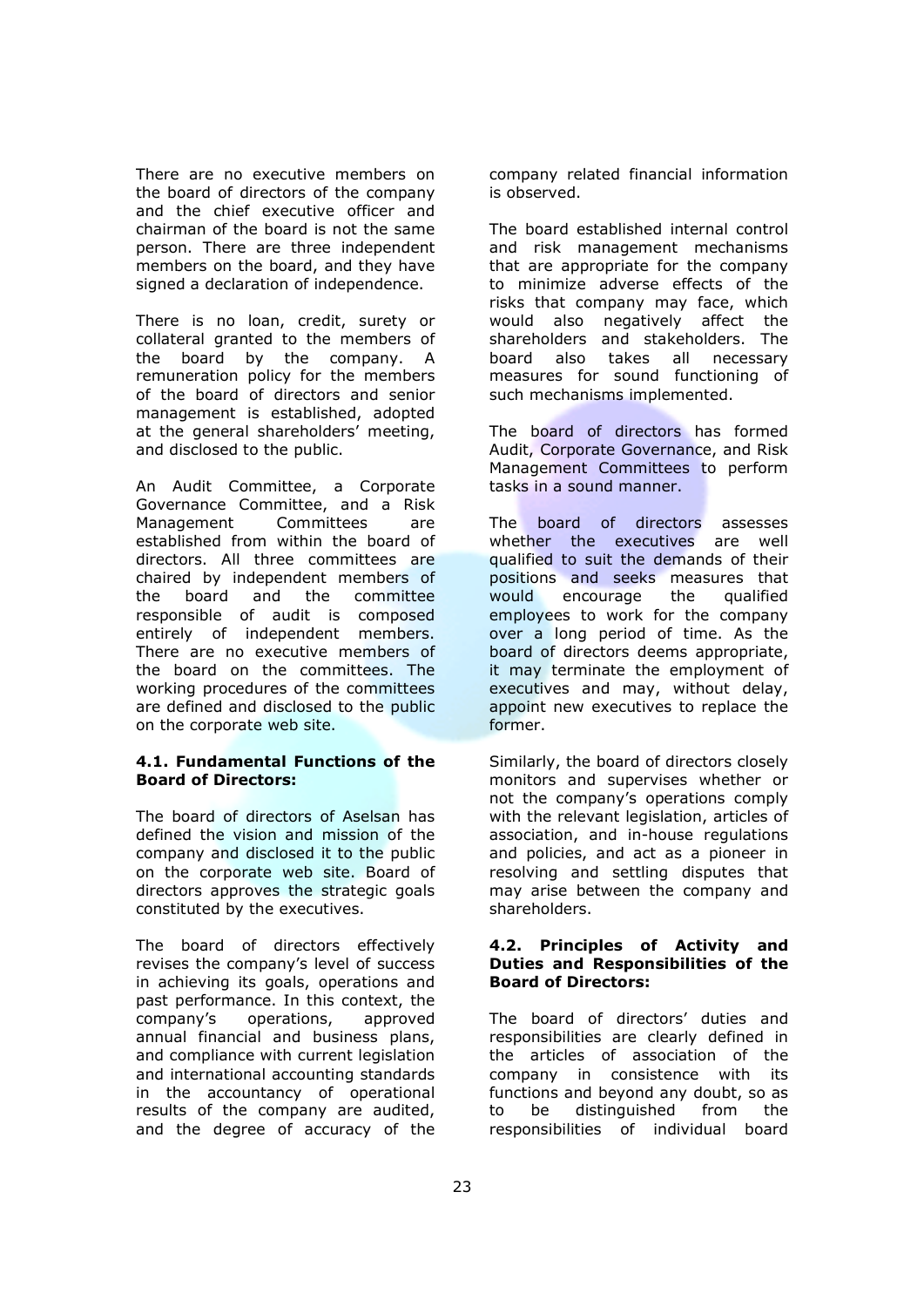There are no executive members on the board of directors of the company and the chief executive officer and chairman of the board is not the same person. There are three independent members on the board, and they have signed a declaration of independence.

There is no loan, credit, surety or collateral granted to the members of the board by the company. A remuneration policy for the members of the board of directors and senior management is established, adopted at the general shareholders' meeting, and disclosed to the public.

An Audit Committee, a Corporate Governance Committee, and a Risk Management Committees are established from within the board of directors. All three committees are chaired by independent members of the board and the committee responsible of audit is composed entirely of independent members. There are no executive members of the board on the committees. The working procedures of the committees are defined and disclosed to the public on the corporate web site.

**4.1. Fundamental Functions of the Board of Directors:**

The board of directors of Aselsan has defined the vision and mission of the company and disclosed it to the public on the corporate web site. Board of directors approves the strategic goals constituted by the executives.

The board of directors effectively revises the company's level of success in achieving its goals, operations and past performance. In this context, the company's operations, approved annual financial and business plans, and compliance with current legislation and international accounting standards in the accountancy of operational results of the company are audited, and the degree of accuracy of the company related financial information is observed.

The board established internal control and risk management mechanisms that are appropriate for the company to minimize adverse effects of the risks that company may face, which would also negatively affect the shareholders and stakeholders. The board also takes all necessary measures for sound functioning of such mechanisms implemented.

The board of directors has formed Audit, Corporate Governance, and Risk Management Committees to perform tasks in a sound manner.

The board of directors assesses whether the executives are well qualified to suit the demands of their positions and seeks measures that would encourage the qualified employees to work for the company over a long period of time. As the board of directors deems appropriate, it may terminate the employment of executives and may, without delay, appoint new executives to replace the former.

Similarly, the board of directors closely monitors and supervises whether or not the company's operations comply with the relevant legislation, articles of association, and in-house regulations and policies, and act as a pioneer in resolving and settling disputes that may arise between the company and shareholders.

**4.2. Principles of Activity and Duties and Responsibilities of the Board of Directors:**

The board of directors' duties and responsibilities are clearly defined in the articles of association of the company in consistence with its functions and beyond any doubt, so as to be distinguished from the responsibilities of individual board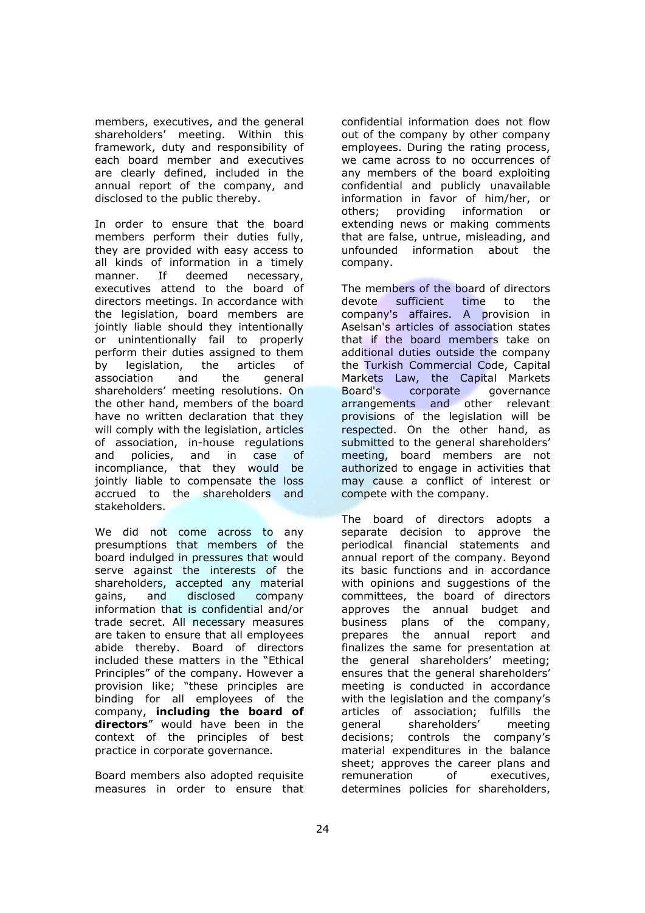members, executives, and the general shareholders' meeting. Within this framework, duty and responsibility of each board member and executives are clearly defined, included in the annual report of the company, and disclosed to the public thereby.

In order to ensure that the board members perform their duties fully, they are provided with easy access to all kinds of information in a timely manner. If deemed necessary, executives attend to the board of directors meetings. In accordance with the legislation, board members are jointly liable should they intentionally or unintentionally fail to properly perform their duties assigned to them by legislation, the articles of association and the general shareholders' meeting resolutions. On the other hand, members of the board have no written declaration that they will comply with the legislation, articles of association, in-house regulations and policies, and in case of incompliance, that they would be jointly liable to compensate the loss accrued to the shareholders and stakeholders.

We did not come across to any presumptions that members of the board indulged in pressures that would serve against the interests of the shareholders, accepted any material gains, and disclosed company information that is confidential and/or trade secret. All necessary measures are taken to ensure that all employees abide thereby. Board of directors included these matters in the "Ethical Principles" of the company. However a provision like; "these principles are binding for all employees of the company, **including the board of directors**" would have been in the context of the principles of best practice in corporate governance.

Board members also adopted requisite measures in order to ensure that confidential information does not flow out of the company by other company employees. During the rating process, we came across to no occurrences of any members of the board exploiting confidential and publicly unavailable information in favor of him/her, or others; providing information or extending news or making comments that are false, untrue, misleading, and unfounded information about the company.

The members of the board of directors devote sufficient time to the company's affaires. A provision in Aselsan's articles of association states that if the board members take on additional duties outside the company the Turkish Commercial Code, Capital Markets Law, the Capital Markets Board's corporate governance arrangements and other relevant provisions of the legislation will be respected. On the other hand, as submitted to the general shareholders' meeting, board members are not authorized to engage in activities that may cause a conflict of interest or compete with the company.

The board of directors adopts a separate decision to approve the periodical financial statements and annual report of the company. Beyond its basic functions and in accordance with opinions and suggestions of the committees, the board of directors approves the annual budget and business plans of the company, prepares the annual report and finalizes the same for presentation at the general shareholders' meeting; ensures that the general shareholders' meeting is conducted in accordance with the legislation and the company's articles of association; fulfills the general shareholders' meeting decisions; controls the company's material expenditures in the balance sheet; approves the career plans and remuneration of executives, determines policies for shareholders,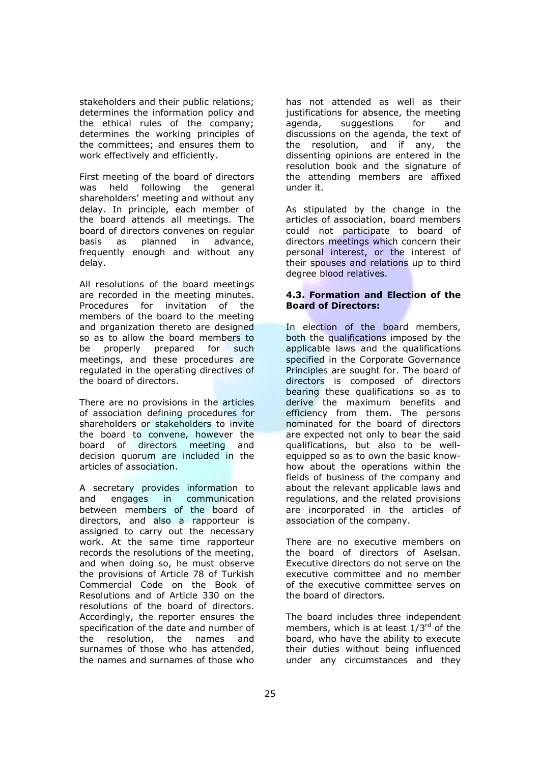stakeholders and their public relations; determines the information policy and the ethical rules of the company; determines the working principles of the committees; and ensures them to work effectively and efficiently.

First meeting of the board of directors was held following the general shareholders' meeting and without any delay. In principle, each member of the board attends all meetings. The board of directors convenes on regular basis as planned in advance, frequently enough and without any delay.

All resolutions of the board meetings are recorded in the meeting minutes. Procedures for invitation of the members of the board to the meeting and organization thereto are designed so as to allow the board members to be properly prepared for such meetings, and these procedures are regulated in the operating directives of the board of directors.

There are no provisions in the articles of association defining procedures for shareholders or stakeholders to invite the board to convene, however the board of directors meeting and decision quorum are included in the articles of association.

A secretary provides information to and engages in communication between members of the board of directors, and also a rapporteur is assigned to carry out the necessary work. At the same time rapporteur records the resolutions of the meeting, and when doing so, he must observe the provisions of Article 78 of Turkish Commercial Code on the Book of Resolutions and of Article 330 on the resolutions of the board of directors. Accordingly, the reporter ensures the specification of the date and number of the resolution, the names and surnames of those who has attended, the names and surnames of those who has not attended as well as their justifications for absence, the meeting agenda, suggestions for and discussions on the agenda, the text of the resolution, and if any, the dissenting opinions are entered in the resolution book and the signature of the attending members are affixed under it.

As stipulated by the change in the articles of association, board members could not participate to board of directors meetings which concern their personal interest, or the interest of their spouses and relations up to third degree blood relatives.

**4.3. Formation and Election of the Board of Directors:**

In election of the board members, both the qualifications imposed by the applicable laws and the qualifications specified in the Corporate Governance Principles are sought for. The board of directors is composed of directors bearing these qualifications so as to derive the maximum benefits and efficiency from them. The persons nominated for the board of directors are expected not only to bear the said qualifications, but also to be well-equipped so as to own the basic know-how about the operations within the fields of business of the company and about the relevant applicable laws and regulations, and the related provisions are incorporated in the articles of association of the company.

There are no executive members on the board of directors of Aselsan. Executive directors do not serve on the executive committee and no member of the executive committee serves on the board of directors.

The board includes three independent members, which is at least 1/3rd of the board, who have the ability to execute their duties without being influenced under any circumstances and they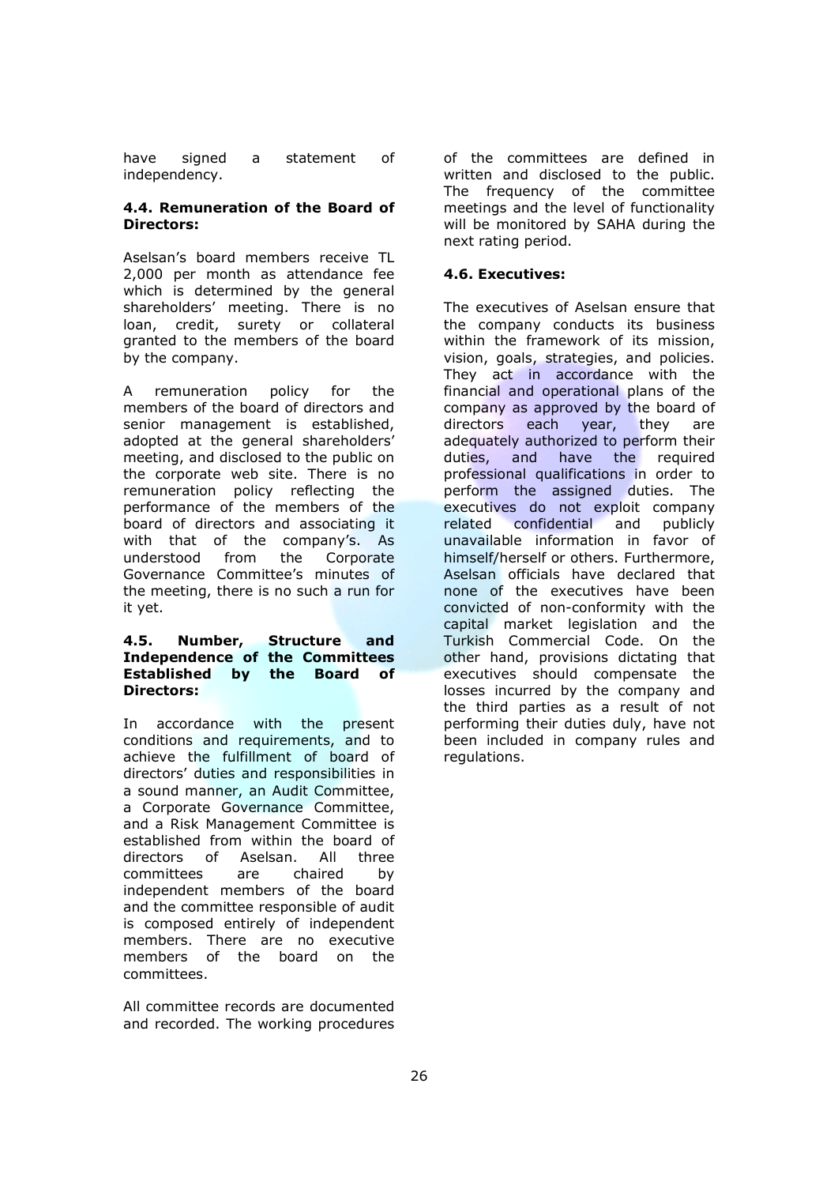have signed a statement of independency.

#### 4.4. Remuneration of the Board of Directors:

Aselsan's board members receive TL 2,000 per month as attendance fee which is determined by the general shareholders' meeting. There is no loan, credit, surety or collateral granted to the members of the board by the company.

A remuneration policy for the members of the board of directors and senior management is established, adopted at the general shareholders' meeting, and disclosed to the public on the corporate web site. There is no remuneration policy reflecting the performance of the members of the board of directors and associating it with that of the company's. As understood from the Corporate Governance Committee's minutes of the meeting, there is no such a run for it yet.

#### 4.5. Number, Structure and Independence of the Committees Established by the Board of Directors:

In accordance with the present conditions and requirements, and to achieve the fulfillment of board of directors' duties and responsibilities in a sound manner, an Audit Committee, a Corporate Governance Committee, and a Risk Management Committee is established from within the board of directors of Aselsan. All three committees are chaired by independent members of the board and the committee responsible of audit is composed entirely of independent members. There are no executive members of the board on the committees.

All committee records are documented and recorded. The working procedures of the committees are defined in written and disclosed to the public. The frequency of the committee meetings and the level of functionality will be monitored by SAHA during the next rating period.

#### 4.6. Executives:

The executives of Aselsan ensure that the company conducts its business within the framework of its mission, vision, goals, strategies, and policies. They act in accordance with the financial and operational plans of the company as approved by the board of directors each year, they are adequately authorized to perform their duties, and have the required professional qualifications in order to perform the assigned duties. The executives do not exploit company related confidential and publicly unavailable information in favor of himself/herself or others. Furthermore, Aselsan officials have declared that none of the executives have been convicted of non-conformity with the capital market legislation and the Turkish Commercial Code. On the other hand, provisions dictating that executives should compensate the losses incurred by the company and the third parties as a result of not performing their duties duly, have not been included in company rules and regulations.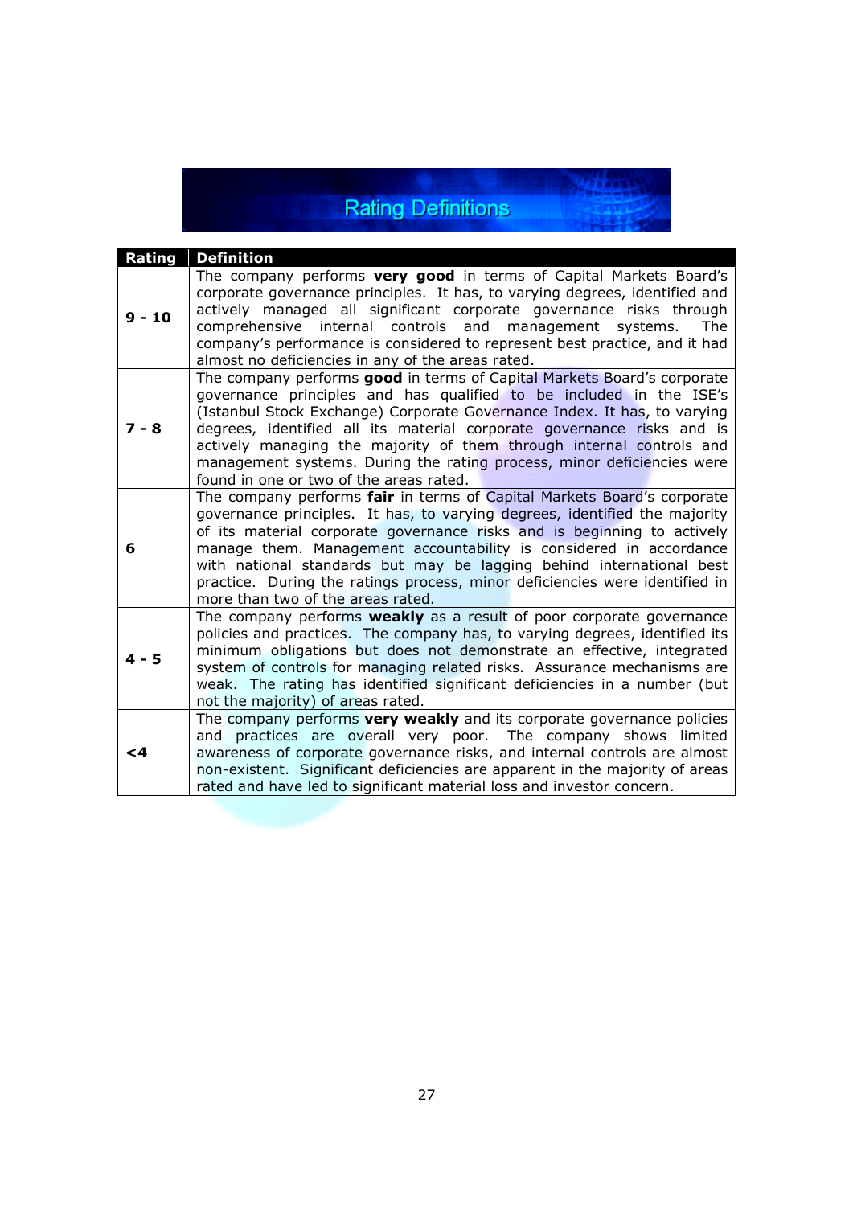# Rating Definitions

| Rating | Definition |
|---|---|
| **9 - 10** | The company performs **very good** in terms of Capital Markets Board's corporate governance principles. It has, to varying degrees, identified and actively managed all significant corporate governance risks through comprehensive internal controls and management systems. The company's performance is considered to represent best practice, and it had almost no deficiencies in any of the areas rated. |
| **7 - 8** | The company performs **good** in terms of Capital Markets Board's corporate governance principles and has qualified to be included in the ISE's (Istanbul Stock Exchange) Corporate Governance Index. It has, to varying degrees, identified all its material corporate governance risks and is actively managing the majority of them through internal controls and management systems. During the rating process, minor deficiencies were found in one or two of the areas rated. |
| **6** | The company performs **fair** in terms of Capital Markets Board's corporate governance principles. It has, to varying degrees, identified the majority of its material corporate governance risks and is beginning to actively manage them. Management accountability is considered in accordance with national standards but may be lagging behind international best practice. During the ratings process, minor deficiencies were identified in more than two of the areas rated. |
| **4 - 5** | The company performs **weakly** as a result of poor corporate governance policies and practices. The company has, to varying degrees, identified its minimum obligations but does not demonstrate an effective, integrated system of controls for managing related risks. Assurance mechanisms are weak. The rating has identified significant deficiencies in a number (but not the majority) of areas rated. |
| **<4** | The company performs **very weakly** and its corporate governance policies and practices are overall very poor. The company shows limited awareness of corporate governance risks, and internal controls are almost non-existent. Significant deficiencies are apparent in the majority of areas rated and have led to significant material loss and investor concern. |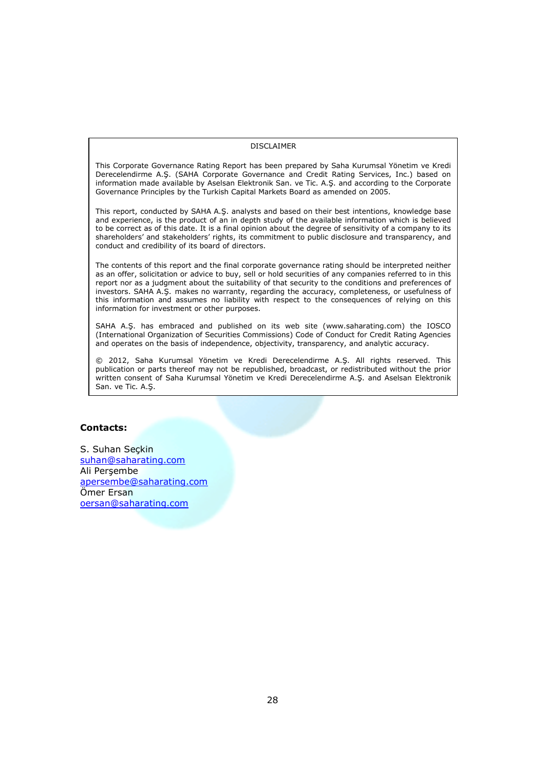DISCLAIMER

This Corporate Governance Rating Report has been prepared by Saha Kurumsal Yönetim ve Kredi Derecelendirme A.Ş. (SAHA Corporate Governance and Credit Rating Services, Inc.) based on information made available by Aselsan Elektronik San. ve Tic. A.Ş. and according to the Corporate Governance Principles by the Turkish Capital Markets Board as amended on 2005.

This report, conducted by SAHA A.Ş. analysts and based on their best intentions, knowledge base and experience, is the product of an in depth study of the available information which is believed to be correct as of this date. It is a final opinion about the degree of sensitivity of a company to its shareholders' and stakeholders' rights, its commitment to public disclosure and transparency, and conduct and credibility of its board of directors.

The contents of this report and the final corporate governance rating should be interpreted neither as an offer, solicitation or advice to buy, sell or hold securities of any companies referred to in this report nor as a judgment about the suitability of that security to the conditions and preferences of investors. SAHA A.Ş. makes no warranty, regarding the accuracy, completeness, or usefulness of this information and assumes no liability with respect to the consequences of relying on this information for investment or other purposes.

SAHA A.Ş. has embraced and published on its web site (www.saharating.com) the IOSCO (International Organization of Securities Commissions) Code of Conduct for Credit Rating Agencies and operates on the basis of independence, objectivity, transparency, and analytic accuracy.

© 2012, Saha Kurumsal Yönetim ve Kredi Derecelendirme A.Ş. All rights reserved. This publication or parts thereof may not be republished, broadcast, or redistributed without the prior written consent of Saha Kurumsal Yönetim ve Kredi Derecelendirme A.Ş. and Aselsan Elektronik San. ve Tic. A.Ş.

**Contacts:**

S. Suhan Seçkin
suhan@saharating.com
Ali Perşembe
apersembe@saharating.com
Ömer Ersan
oersan@saharating.com